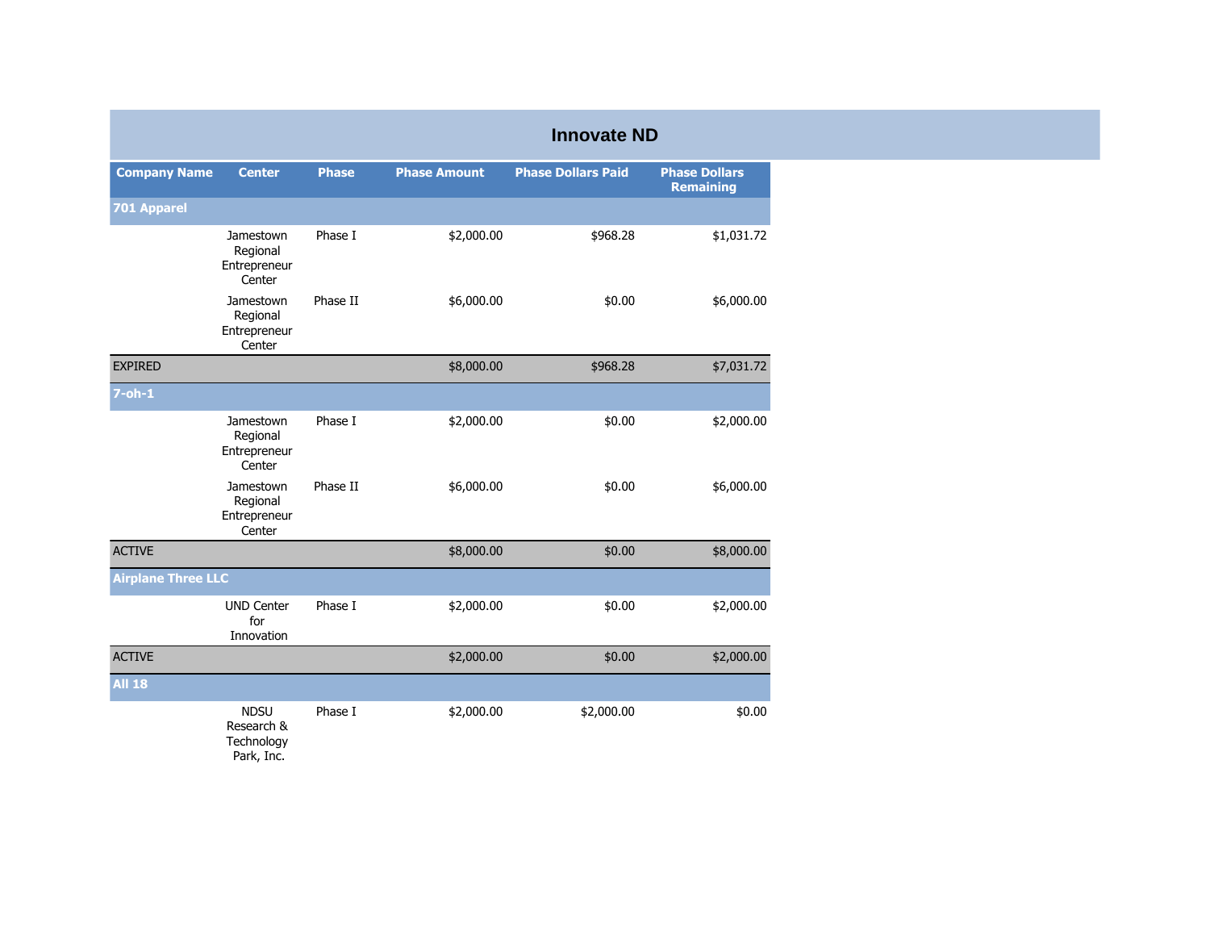# Innovate ND

| Company Name | Center | Phase | Phase Amount | Phase Dollars Paid | Phase Dollars Remaining |
|---|---|---|---|---|---|
| **701 Apparel** | | | | | |
| | Jamestown Regional Entrepreneur Center | Phase I | $2,000.00 | $968.28 | $1,031.72 |
| | Jamestown Regional Entrepreneur Center | Phase II | $6,000.00 | $0.00 | $6,000.00 |
| EXPIRED | | | $8,000.00 | $968.28 | $7,031.72 |
| **7-oh-1** | | | | | |
| | Jamestown Regional Entrepreneur Center | Phase I | $2,000.00 | $0.00 | $2,000.00 |
| | Jamestown Regional Entrepreneur Center | Phase II | $6,000.00 | $0.00 | $6,000.00 |
| ACTIVE | | | $8,000.00 | $0.00 | $8,000.00 |
| **Airplane Three LLC** | | | | | |
| | UND Center for Innovation | Phase I | $2,000.00 | $0.00 | $2,000.00 |
| ACTIVE | | | $2,000.00 | $0.00 | $2,000.00 |
| **All 18** | | | | | |
| | NDSU Research & Technology Park, Inc. | Phase I | $2,000.00 | $2,000.00 | $0.00 |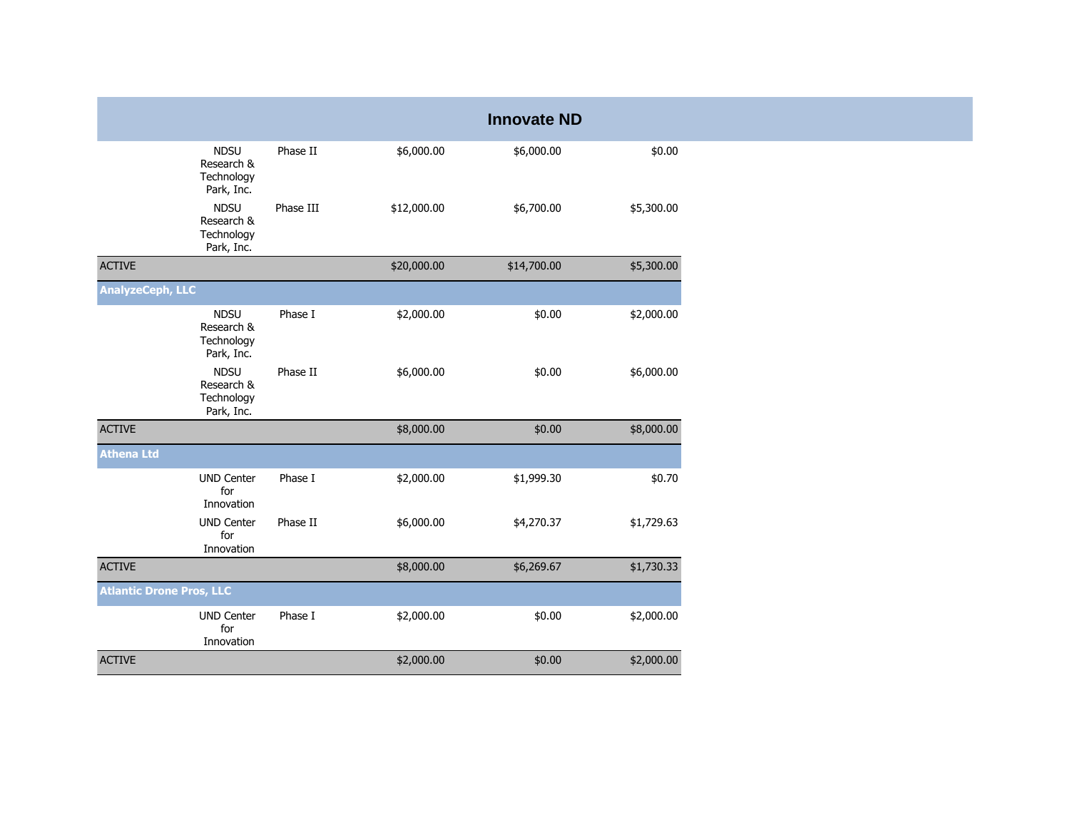## Innovate ND

| | | | | | |
|---|---|---|---|---|---|
| | NDSU Research & Technology Park, Inc. | Phase II | $6,000.00 | $6,000.00 | $0.00 |
| | NDSU Research & Technology Park, Inc. | Phase III | $12,000.00 | $6,700.00 | $5,300.00 |
| ACTIVE | | | $20,000.00 | $14,700.00 | $5,300.00 |
| **AnalyzeCeph, LLC** | | | | | |
| | NDSU Research & Technology Park, Inc. | Phase I | $2,000.00 | $0.00 | $2,000.00 |
| | NDSU Research & Technology Park, Inc. | Phase II | $6,000.00 | $0.00 | $6,000.00 |
| ACTIVE | | | $8,000.00 | $0.00 | $8,000.00 |
| **Athena Ltd** | | | | | |
| | UND Center for Innovation | Phase I | $2,000.00 | $1,999.30 | $0.70 |
| | UND Center for Innovation | Phase II | $6,000.00 | $4,270.37 | $1,729.63 |
| ACTIVE | | | $8,000.00 | $6,269.67 | $1,730.33 |
| **Atlantic Drone Pros, LLC** | | | | | |
| | UND Center for Innovation | Phase I | $2,000.00 | $0.00 | $2,000.00 |
| ACTIVE | | | $2,000.00 | $0.00 | $2,000.00 |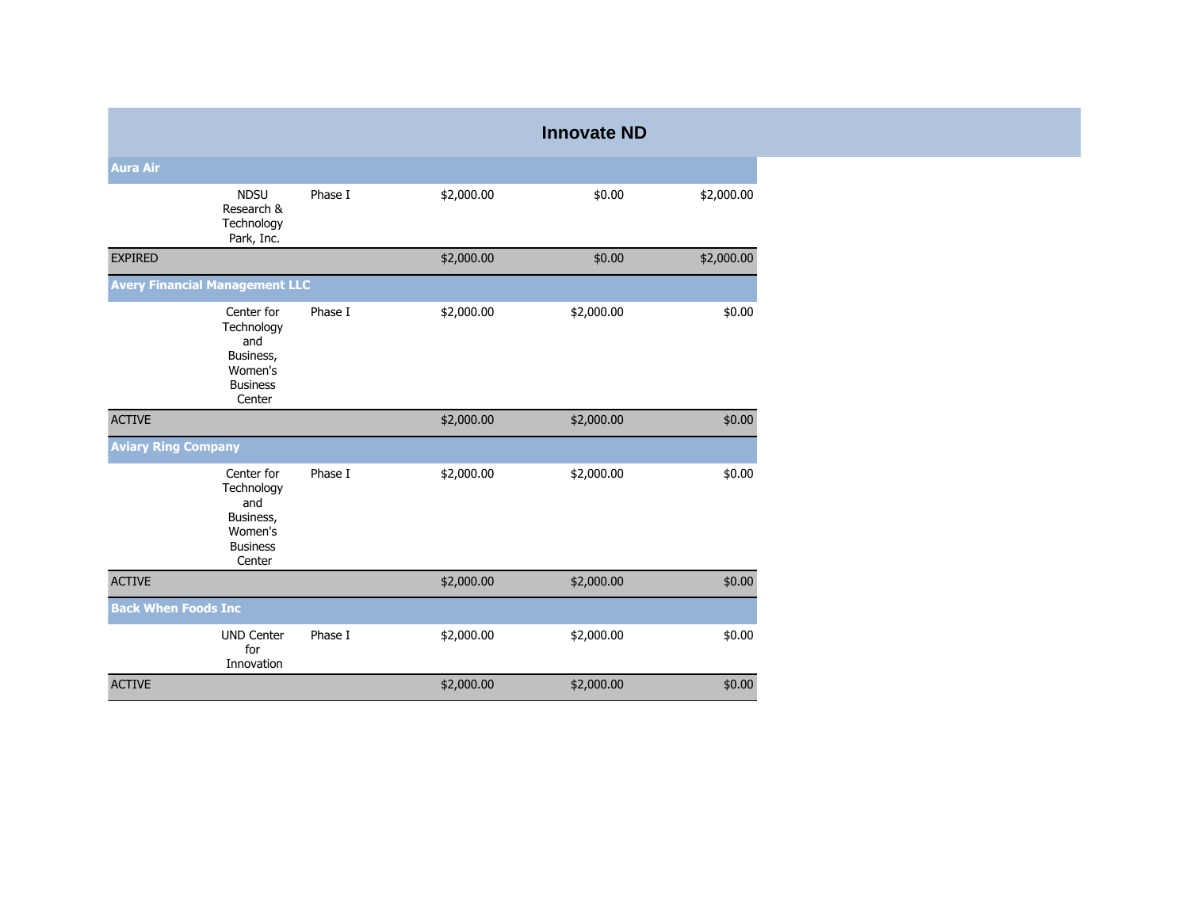# Innovate ND

| | | | | | |
|---|---|---|---|---|---|
| **Aura Air** | | | | | |
| | NDSU Research & Technology Park, Inc. | Phase I | $2,000.00 | $0.00 | $2,000.00 |
| EXPIRED | | | $2,000.00 | $0.00 | $2,000.00 |
| **Avery Financial Management LLC** | | | | | |
| | Center for Technology and Business, Women's Business Center | Phase I | $2,000.00 | $2,000.00 | $0.00 |
| ACTIVE | | | $2,000.00 | $2,000.00 | $0.00 |
| **Aviary Ring Company** | | | | | |
| | Center for Technology and Business, Women's Business Center | Phase I | $2,000.00 | $2,000.00 | $0.00 |
| ACTIVE | | | $2,000.00 | $2,000.00 | $0.00 |
| **Back When Foods Inc** | | | | | |
| | UND Center for Innovation | Phase I | $2,000.00 | $2,000.00 | $0.00 |
| ACTIVE | | | $2,000.00 | $2,000.00 | $0.00 |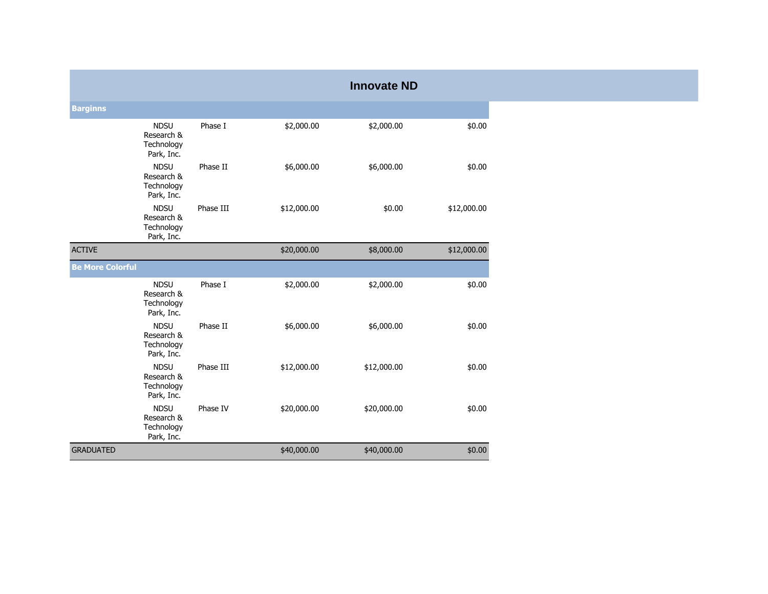# Innovate ND

| | | | | | |
|---|---|---|---|---|---|
| **Barginns** | | | | | |
| | NDSU Research & Technology Park, Inc. | Phase I | $2,000.00 | $2,000.00 | $0.00 |
| | NDSU Research & Technology Park, Inc. | Phase II | $6,000.00 | $6,000.00 | $0.00 |
| | NDSU Research & Technology Park, Inc. | Phase III | $12,000.00 | $0.00 | $12,000.00 |
| ACTIVE | | | $20,000.00 | $8,000.00 | $12,000.00 |
| **Be More Colorful** | | | | | |
| | NDSU Research & Technology Park, Inc. | Phase I | $2,000.00 | $2,000.00 | $0.00 |
| | NDSU Research & Technology Park, Inc. | Phase II | $6,000.00 | $6,000.00 | $0.00 |
| | NDSU Research & Technology Park, Inc. | Phase III | $12,000.00 | $12,000.00 | $0.00 |
| | NDSU Research & Technology Park, Inc. | Phase IV | $20,000.00 | $20,000.00 | $0.00 |
| GRADUATED | | | $40,000.00 | $40,000.00 | $0.00 |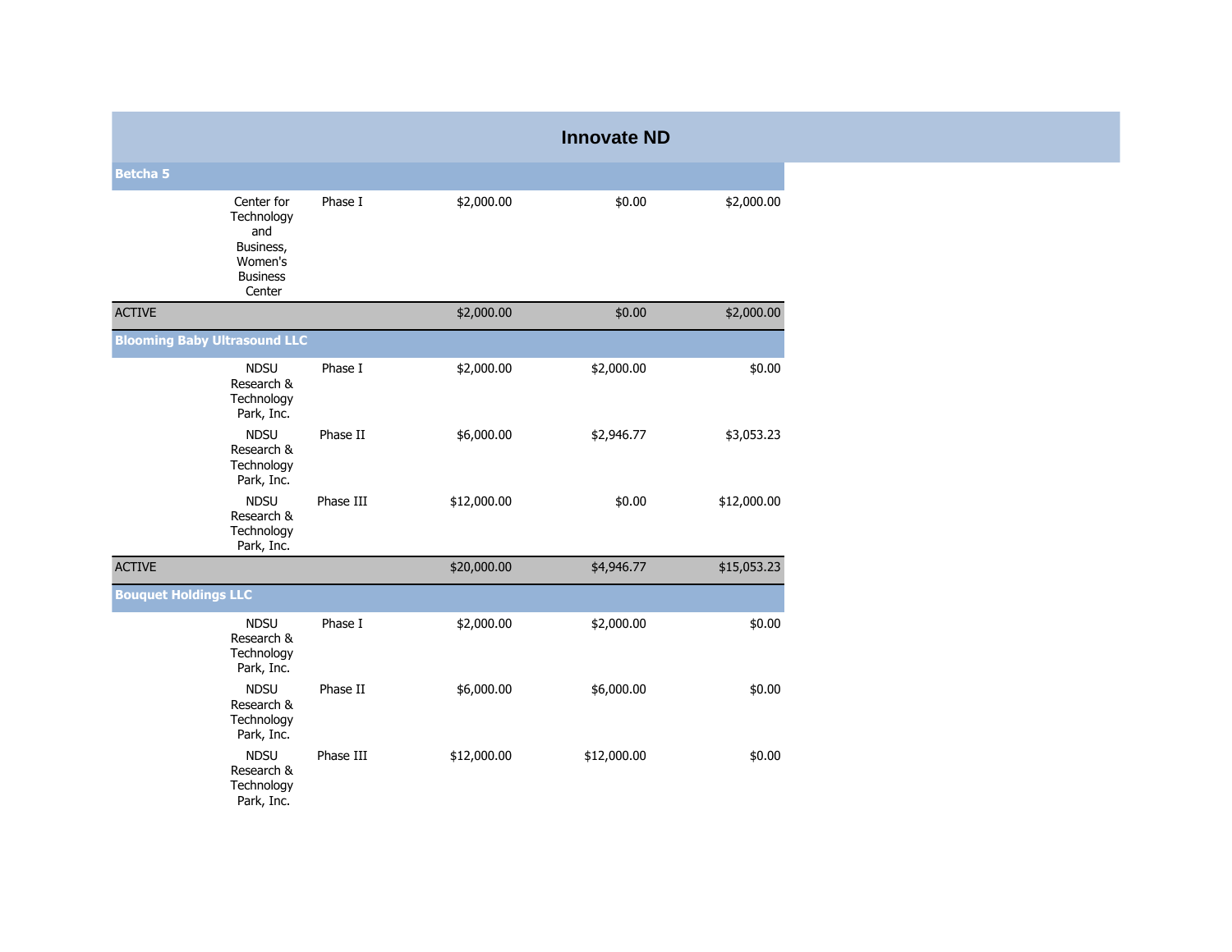# Innovate ND

| | | | | | |
|---|---|---|---|---|---|
| **Betcha 5** | | | | | |
| | Center for Technology and Business, Women's Business Center | Phase I | $2,000.00 | $0.00 | $2,000.00 |
| ACTIVE | | | $2,000.00 | $0.00 | $2,000.00 |
| **Blooming Baby Ultrasound LLC** | | | | | |
| | NDSU Research & Technology Park, Inc. | Phase I | $2,000.00 | $2,000.00 | $0.00 |
| | NDSU Research & Technology Park, Inc. | Phase II | $6,000.00 | $2,946.77 | $3,053.23 |
| | NDSU Research & Technology Park, Inc. | Phase III | $12,000.00 | $0.00 | $12,000.00 |
| ACTIVE | | | $20,000.00 | $4,946.77 | $15,053.23 |
| **Bouquet Holdings LLC** | | | | | |
| | NDSU Research & Technology Park, Inc. | Phase I | $2,000.00 | $2,000.00 | $0.00 |
| | NDSU Research & Technology Park, Inc. | Phase II | $6,000.00 | $6,000.00 | $0.00 |
| | NDSU Research & Technology Park, Inc. | Phase III | $12,000.00 | $12,000.00 | $0.00 |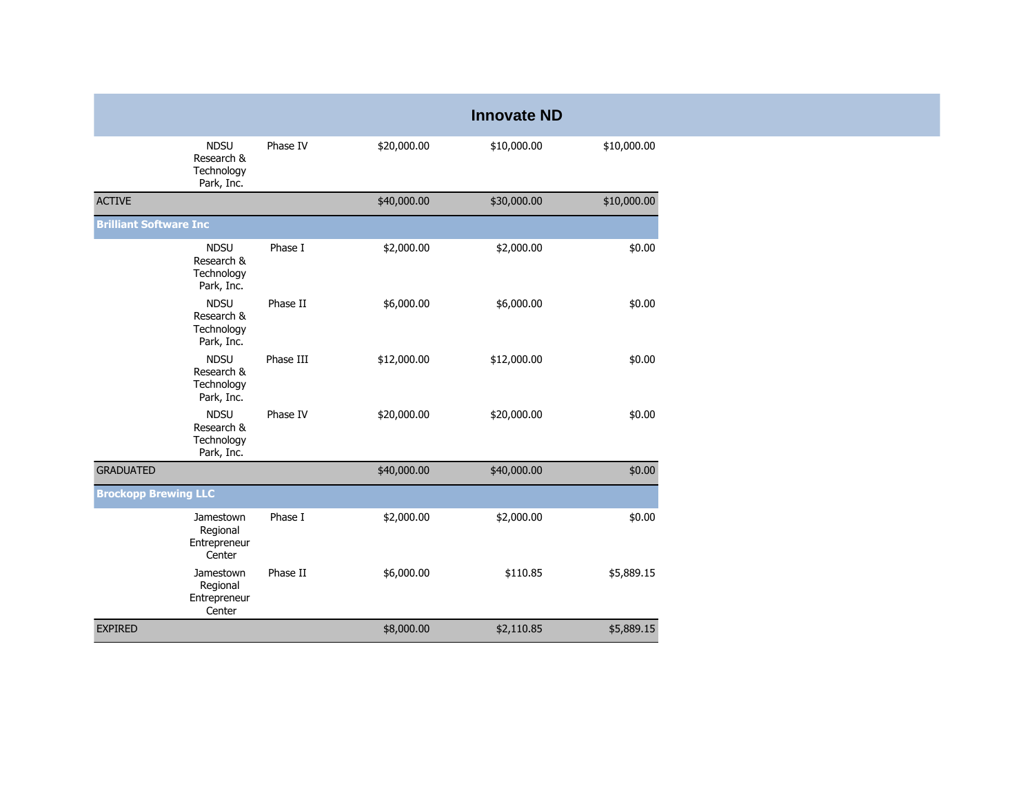# Innovate ND

| | | | | | |
|---|---|---|---|---|---|
| | NDSU Research & Technology Park, Inc. | Phase IV | $20,000.00 | $10,000.00 | $10,000.00 |
| ACTIVE | | | $40,000.00 | $30,000.00 | $10,000.00 |
| **Brilliant Software Inc** | | | | | |
| | NDSU Research & Technology Park, Inc. | Phase I | $2,000.00 | $2,000.00 | $0.00 |
| | NDSU Research & Technology Park, Inc. | Phase II | $6,000.00 | $6,000.00 | $0.00 |
| | NDSU Research & Technology Park, Inc. | Phase III | $12,000.00 | $12,000.00 | $0.00 |
| | NDSU Research & Technology Park, Inc. | Phase IV | $20,000.00 | $20,000.00 | $0.00 |
| GRADUATED | | | $40,000.00 | $40,000.00 | $0.00 |
| **Brockopp Brewing LLC** | | | | | |
| | Jamestown Regional Entrepreneur Center | Phase I | $2,000.00 | $2,000.00 | $0.00 |
| | Jamestown Regional Entrepreneur Center | Phase II | $6,000.00 | $110.85 | $5,889.15 |
| EXPIRED | | | $8,000.00 | $2,110.85 | $5,889.15 |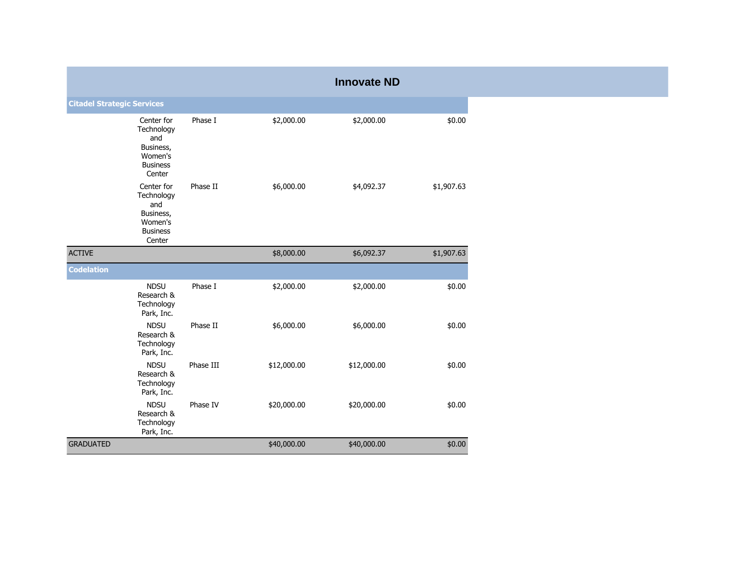# Innovate ND

| | | | | | |
|---|---|---|---|---|---|
| **Citadel Strategic Services** | | | | | |
| | Center for Technology and Business, Women's Business Center | Phase I | $2,000.00 | $2,000.00 | $0.00 |
| | Center for Technology and Business, Women's Business Center | Phase II | $6,000.00 | $4,092.37 | $1,907.63 |
| ACTIVE | | | $8,000.00 | $6,092.37 | $1,907.63 |
| **Codelation** | | | | | |
| | NDSU Research & Technology Park, Inc. | Phase I | $2,000.00 | $2,000.00 | $0.00 |
| | NDSU Research & Technology Park, Inc. | Phase II | $6,000.00 | $6,000.00 | $0.00 |
| | NDSU Research & Technology Park, Inc. | Phase III | $12,000.00 | $12,000.00 | $0.00 |
| | NDSU Research & Technology Park, Inc. | Phase IV | $20,000.00 | $20,000.00 | $0.00 |
| GRADUATED | | | $40,000.00 | $40,000.00 | $0.00 |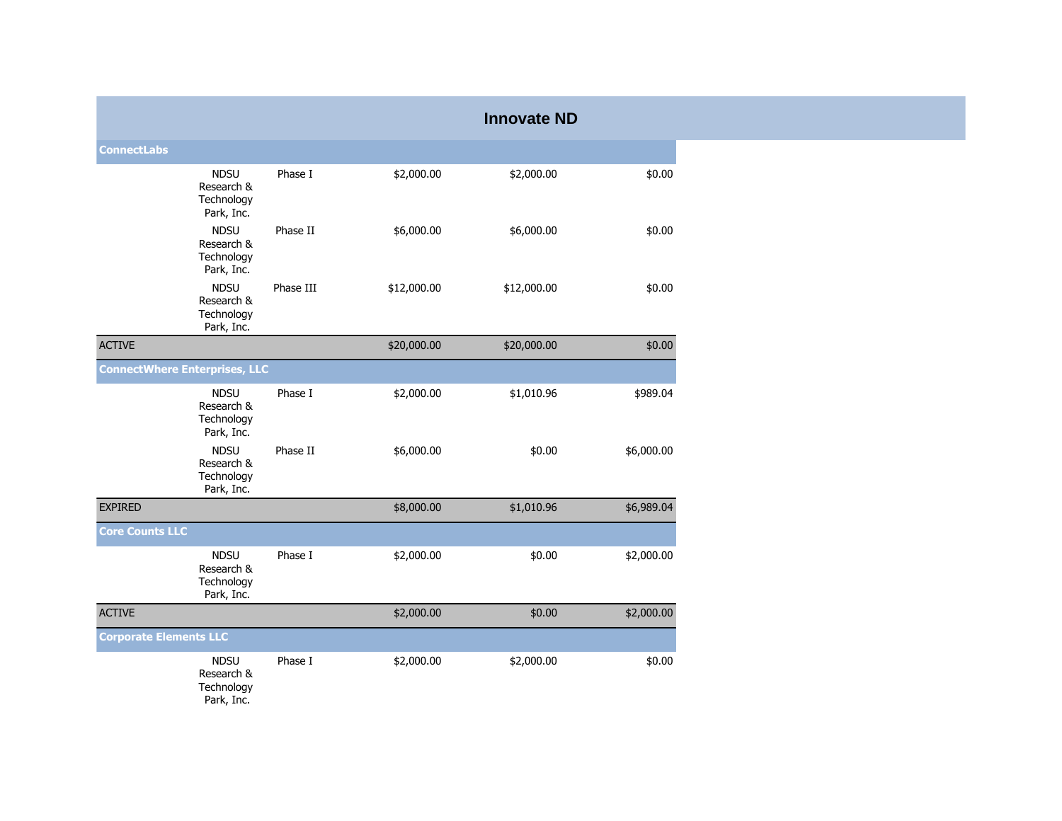# Innovate ND

| | | | | | |
|---|---|---|---|---|---|
| **ConnectLabs** | | | | | |
| | NDSU Research & Technology Park, Inc. | Phase I | $2,000.00 | $2,000.00 | $0.00 |
| | NDSU Research & Technology Park, Inc. | Phase II | $6,000.00 | $6,000.00 | $0.00 |
| | NDSU Research & Technology Park, Inc. | Phase III | $12,000.00 | $12,000.00 | $0.00 |
| ACTIVE | | | $20,000.00 | $20,000.00 | $0.00 |
| **ConnectWhere Enterprises, LLC** | | | | | |
| | NDSU Research & Technology Park, Inc. | Phase I | $2,000.00 | $1,010.96 | $989.04 |
| | NDSU Research & Technology Park, Inc. | Phase II | $6,000.00 | $0.00 | $6,000.00 |
| EXPIRED | | | $8,000.00 | $1,010.96 | $6,989.04 |
| **Core Counts LLC** | | | | | |
| | NDSU Research & Technology Park, Inc. | Phase I | $2,000.00 | $0.00 | $2,000.00 |
| ACTIVE | | | $2,000.00 | $0.00 | $2,000.00 |
| **Corporate Elements LLC** | | | | | |
| | NDSU Research & Technology Park, Inc. | Phase I | $2,000.00 | $2,000.00 | $0.00 |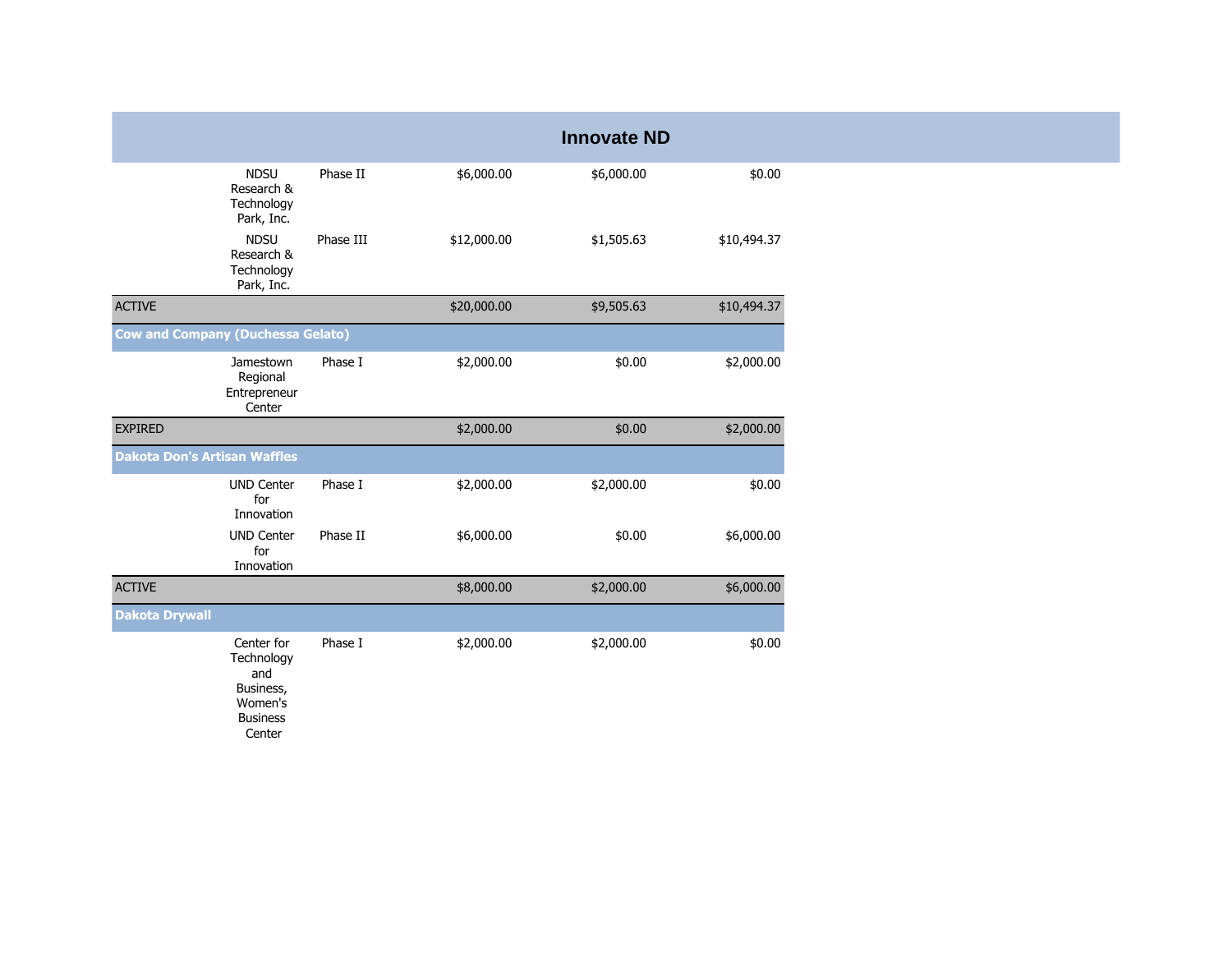# Innovate ND

| | | | | | |
|---|---|---|---|---|---|
| | NDSU Research & Technology Park, Inc. | Phase II | $6,000.00 | $6,000.00 | $0.00 |
| | NDSU Research & Technology Park, Inc. | Phase III | $12,000.00 | $1,505.63 | $10,494.37 |
| ACTIVE | | | $20,000.00 | $9,505.63 | $10,494.37 |
| **Cow and Company (Duchessa Gelato)** | | | | | |
| | Jamestown Regional Entrepreneur Center | Phase I | $2,000.00 | $0.00 | $2,000.00 |
| EXPIRED | | | $2,000.00 | $0.00 | $2,000.00 |
| **Dakota Don's Artisan Waffles** | | | | | |
| | UND Center for Innovation | Phase I | $2,000.00 | $2,000.00 | $0.00 |
| | UND Center for Innovation | Phase II | $6,000.00 | $0.00 | $6,000.00 |
| ACTIVE | | | $8,000.00 | $2,000.00 | $6,000.00 |
| **Dakota Drywall** | | | | | |
| | Center for Technology and Business, Women's Business Center | Phase I | $2,000.00 | $2,000.00 | $0.00 |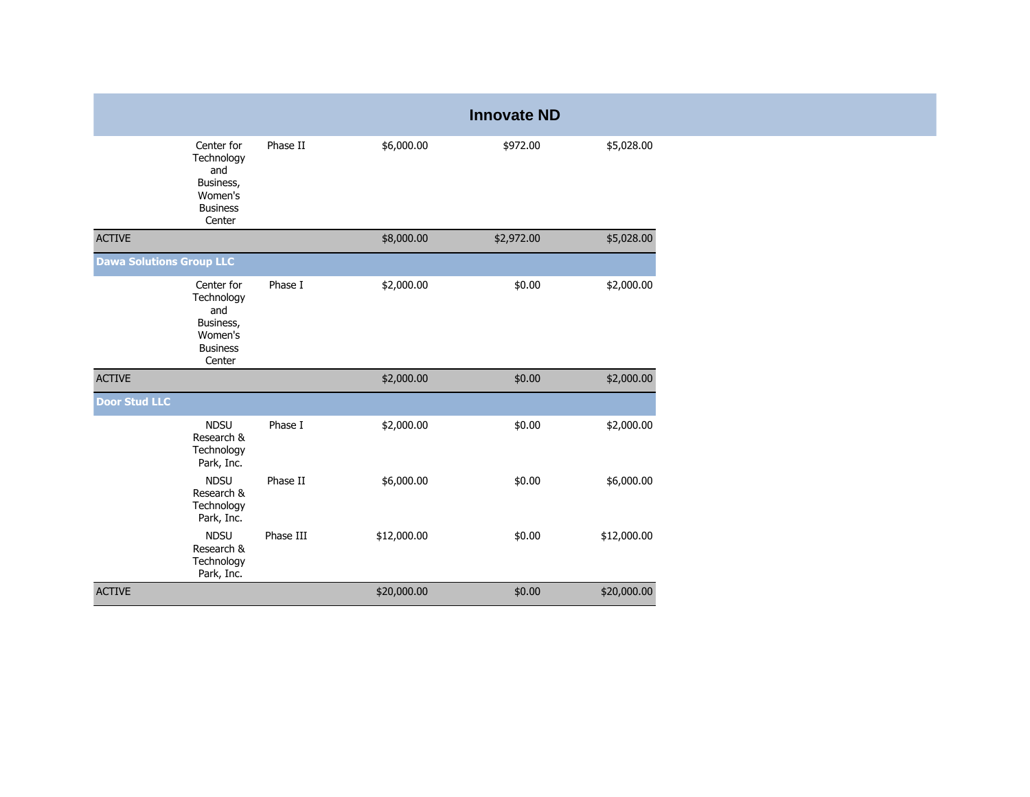# Innovate ND

| | | | | | |
|---|---|---|---|---|---|
| | Center for Technology and Business, Women's Business Center | Phase II | $6,000.00 | $972.00 | $5,028.00 |
| ACTIVE | | | $8,000.00 | $2,972.00 | $5,028.00 |
| **Dawa Solutions Group LLC** | | | | | |
| | Center for Technology and Business, Women's Business Center | Phase I | $2,000.00 | $0.00 | $2,000.00 |
| ACTIVE | | | $2,000.00 | $0.00 | $2,000.00 |
| **Door Stud LLC** | | | | | |
| | NDSU Research & Technology Park, Inc. | Phase I | $2,000.00 | $0.00 | $2,000.00 |
| | NDSU Research & Technology Park, Inc. | Phase II | $6,000.00 | $0.00 | $6,000.00 |
| | NDSU Research & Technology Park, Inc. | Phase III | $12,000.00 | $0.00 | $12,000.00 |
| ACTIVE | | | $20,000.00 | $0.00 | $20,000.00 |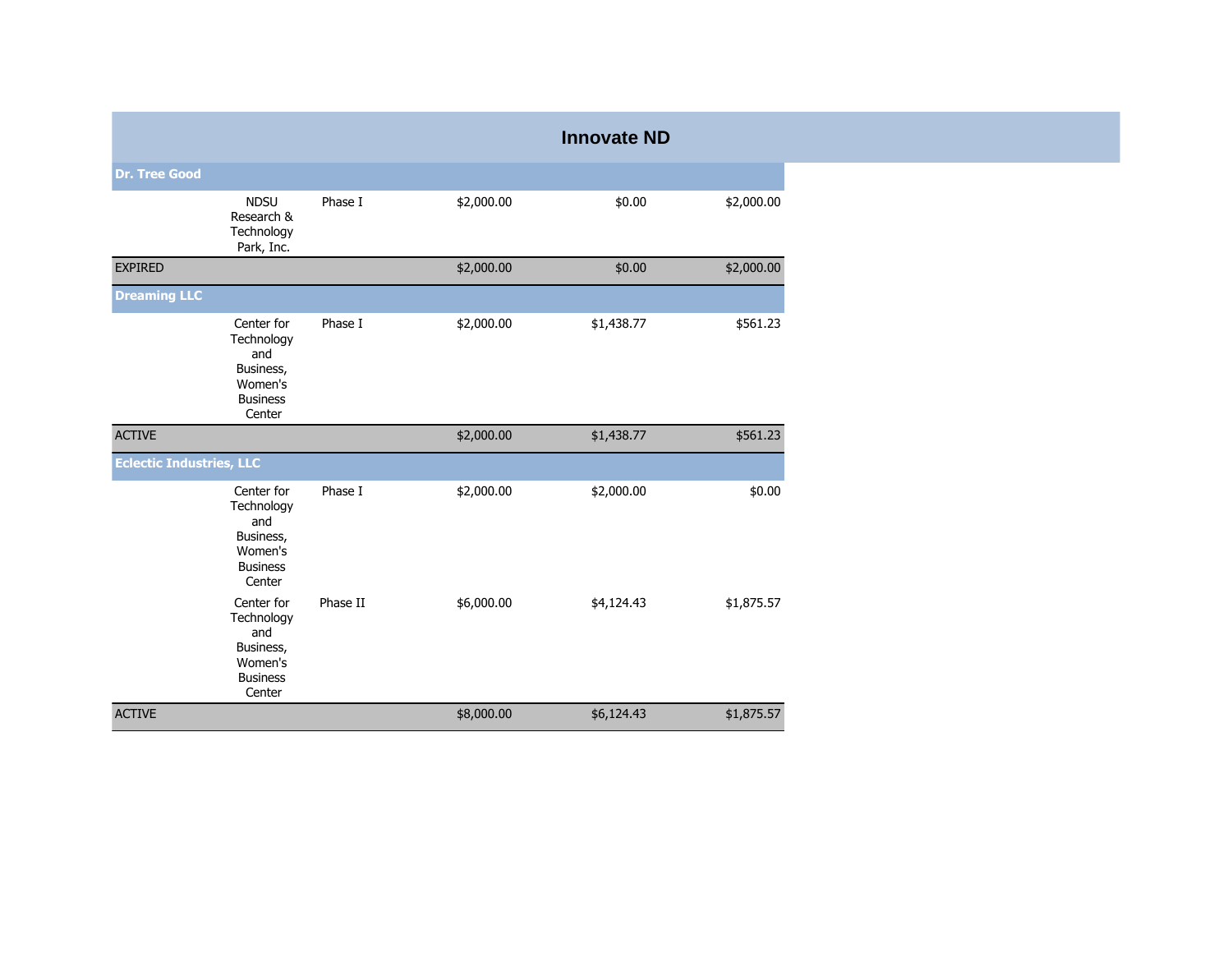# Innovate ND

| | | | | | |
|---|---|---|---|---|---|
| **Dr. Tree Good** | | | | | |
| | NDSU Research & Technology Park, Inc. | Phase I | $2,000.00 | $0.00 | $2,000.00 |
| EXPIRED | | | $2,000.00 | $0.00 | $2,000.00 |
| **Dreaming LLC** | | | | | |
| | Center for Technology and Business, Women's Business Center | Phase I | $2,000.00 | $1,438.77 | $561.23 |
| ACTIVE | | | $2,000.00 | $1,438.77 | $561.23 |
| **Eclectic Industries, LLC** | | | | | |
| | Center for Technology and Business, Women's Business Center | Phase I | $2,000.00 | $2,000.00 | $0.00 |
| | Center for Technology and Business, Women's Business Center | Phase II | $6,000.00 | $4,124.43 | $1,875.57 |
| ACTIVE | | | $8,000.00 | $6,124.43 | $1,875.57 |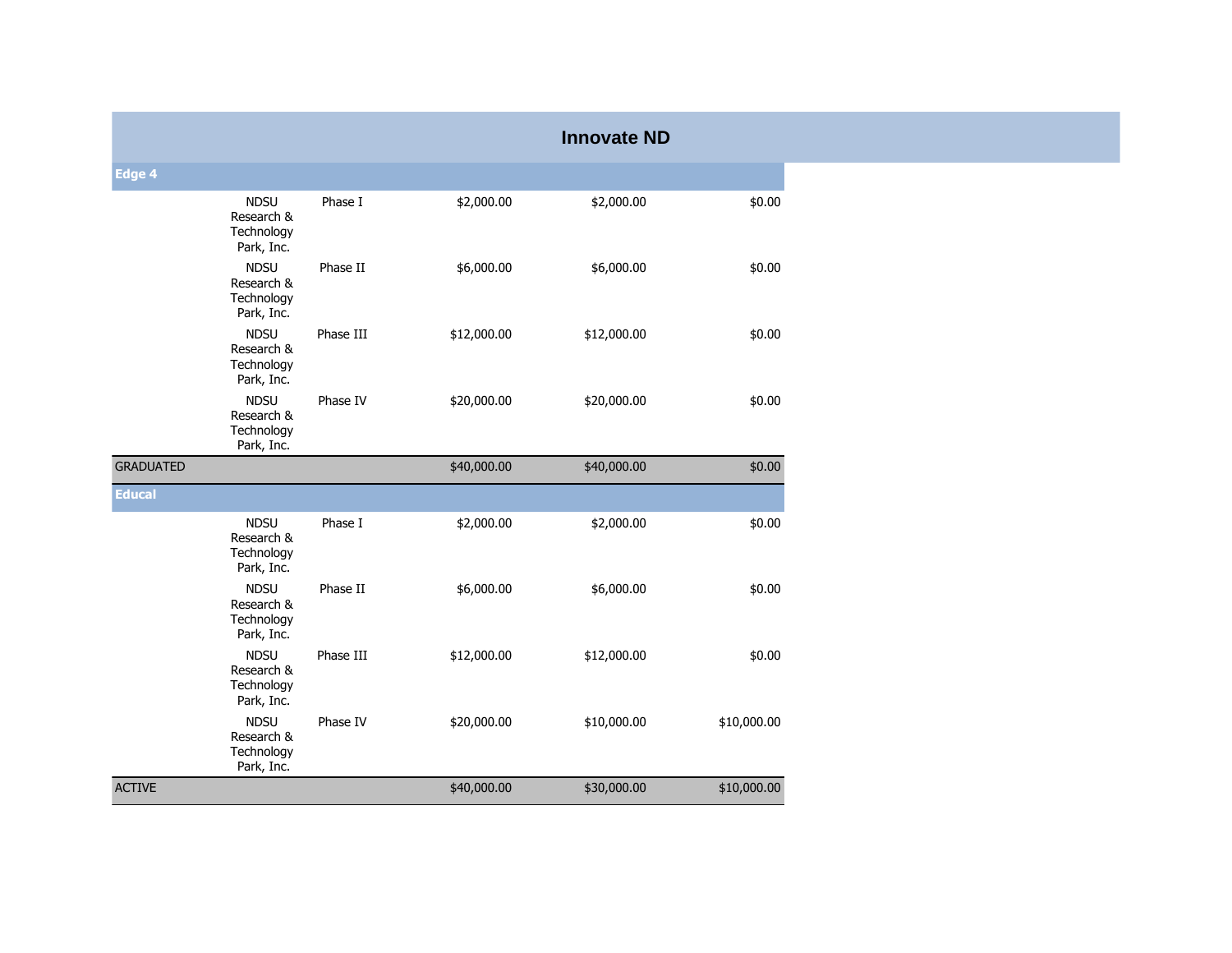## Innovate ND

| | | | | | |
|---|---|---|---|---|---|
| **Edge 4** | | | | | |
| | NDSU Research & Technology Park, Inc. | Phase I | $2,000.00 | $2,000.00 | $0.00 |
| | NDSU Research & Technology Park, Inc. | Phase II | $6,000.00 | $6,000.00 | $0.00 |
| | NDSU Research & Technology Park, Inc. | Phase III | $12,000.00 | $12,000.00 | $0.00 |
| | NDSU Research & Technology Park, Inc. | Phase IV | $20,000.00 | $20,000.00 | $0.00 |
| GRADUATED | | | $40,000.00 | $40,000.00 | $0.00 |
| **Educal** | | | | | |
| | NDSU Research & Technology Park, Inc. | Phase I | $2,000.00 | $2,000.00 | $0.00 |
| | NDSU Research & Technology Park, Inc. | Phase II | $6,000.00 | $6,000.00 | $0.00 |
| | NDSU Research & Technology Park, Inc. | Phase III | $12,000.00 | $12,000.00 | $0.00 |
| | NDSU Research & Technology Park, Inc. | Phase IV | $20,000.00 | $10,000.00 | $10,000.00 |
| ACTIVE | | | $40,000.00 | $30,000.00 | $10,000.00 |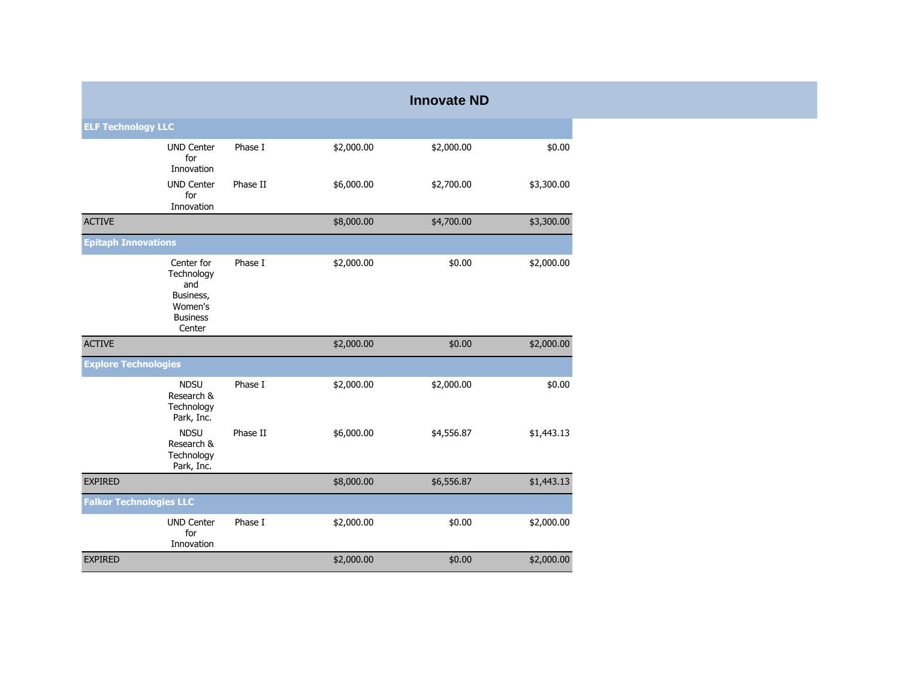## Innovate ND

| | | | | | |
|---|---|---|---|---|---|
| **ELF Technology LLC** | | | | | |
| | UND Center for Innovation | Phase I | $2,000.00 | $2,000.00 | $0.00 |
| | UND Center for Innovation | Phase II | $6,000.00 | $2,700.00 | $3,300.00 |
| ACTIVE | | | $8,000.00 | $4,700.00 | $3,300.00 |
| **Epitaph Innovations** | | | | | |
| | Center for Technology and Business, Women's Business Center | Phase I | $2,000.00 | $0.00 | $2,000.00 |
| ACTIVE | | | $2,000.00 | $0.00 | $2,000.00 |
| **Explore Technologies** | | | | | |
| | NDSU Research & Technology Park, Inc. | Phase I | $2,000.00 | $2,000.00 | $0.00 |
| | NDSU Research & Technology Park, Inc. | Phase II | $6,000.00 | $4,556.87 | $1,443.13 |
| EXPIRED | | | $8,000.00 | $6,556.87 | $1,443.13 |
| **Falkor Technologies LLC** | | | | | |
| | UND Center for Innovation | Phase I | $2,000.00 | $0.00 | $2,000.00 |
| EXPIRED | | | $2,000.00 | $0.00 | $2,000.00 |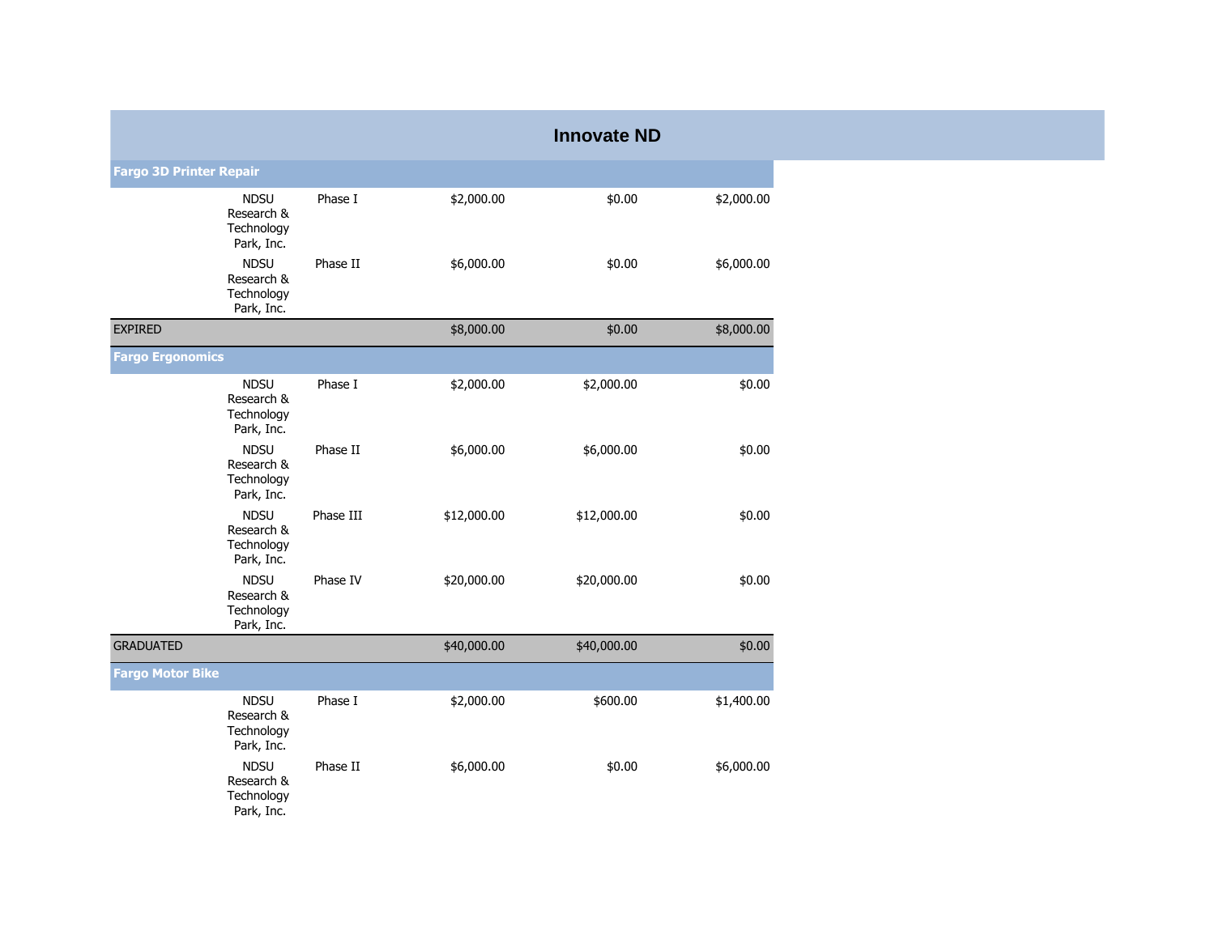# Innovate ND

| | | | | | |
|---|---|---|---|---|---|
| **Fargo 3D Printer Repair** | | | | | |
| | NDSU Research & Technology Park, Inc. | Phase I | $2,000.00 | $0.00 | $2,000.00 |
| | NDSU Research & Technology Park, Inc. | Phase II | $6,000.00 | $0.00 | $6,000.00 |
| EXPIRED | | | $8,000.00 | $0.00 | $8,000.00 |
| **Fargo Ergonomics** | | | | | |
| | NDSU Research & Technology Park, Inc. | Phase I | $2,000.00 | $2,000.00 | $0.00 |
| | NDSU Research & Technology Park, Inc. | Phase II | $6,000.00 | $6,000.00 | $0.00 |
| | NDSU Research & Technology Park, Inc. | Phase III | $12,000.00 | $12,000.00 | $0.00 |
| | NDSU Research & Technology Park, Inc. | Phase IV | $20,000.00 | $20,000.00 | $0.00 |
| GRADUATED | | | $40,000.00 | $40,000.00 | $0.00 |
| **Fargo Motor Bike** | | | | | |
| | NDSU Research & Technology Park, Inc. | Phase I | $2,000.00 | $600.00 | $1,400.00 |
| | NDSU Research & Technology Park, Inc. | Phase II | $6,000.00 | $0.00 | $6,000.00 |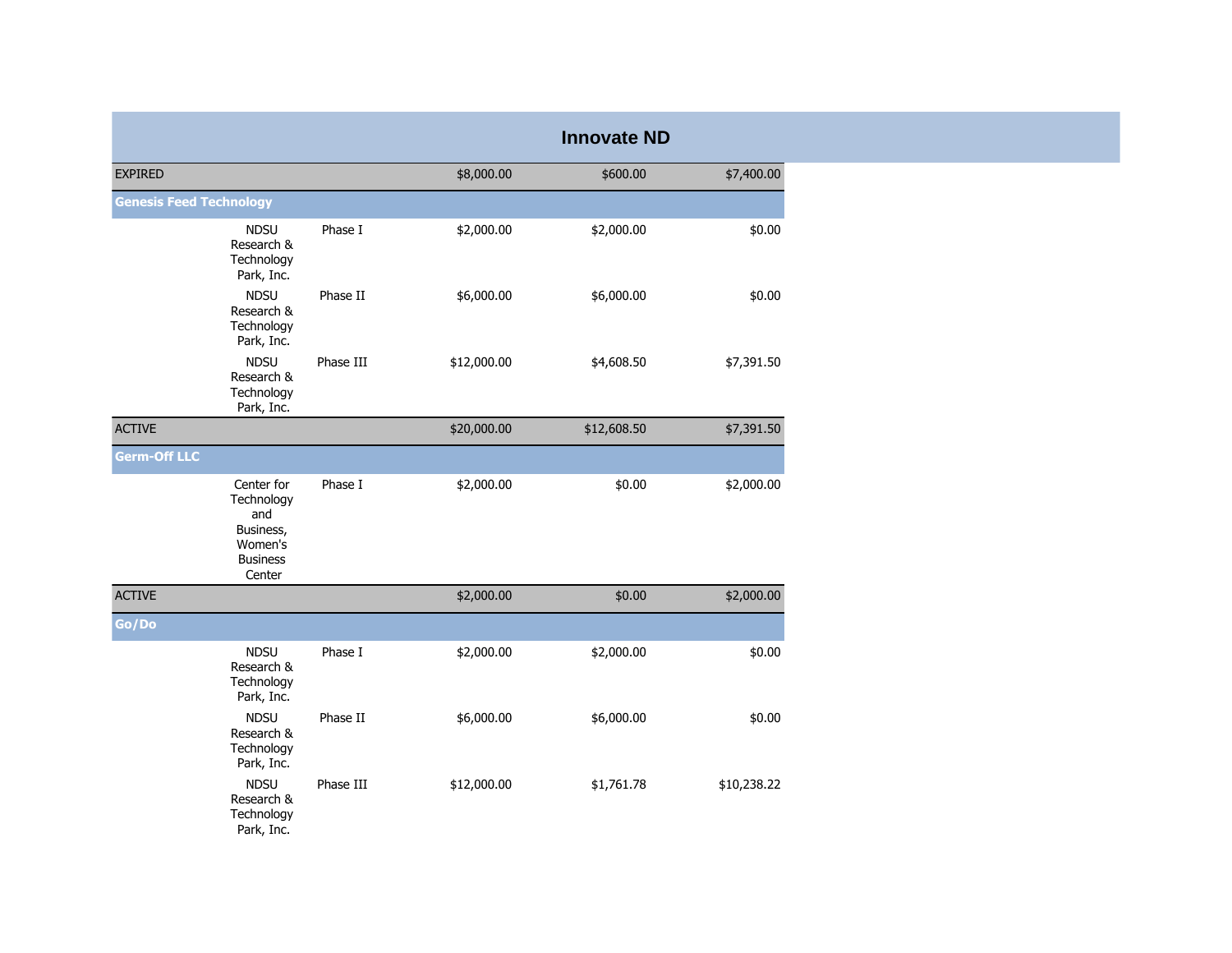## Innovate ND

| | | | | | |
|---|---|---|---|---|---|
| EXPIRED | | | $8,000.00 | $600.00 | $7,400.00 |
| **Genesis Feed Technology** | | | | | |
| | NDSU Research & Technology Park, Inc. | Phase I | $2,000.00 | $2,000.00 | $0.00 |
| | NDSU Research & Technology Park, Inc. | Phase II | $6,000.00 | $6,000.00 | $0.00 |
| | NDSU Research & Technology Park, Inc. | Phase III | $12,000.00 | $4,608.50 | $7,391.50 |
| ACTIVE | | | $20,000.00 | $12,608.50 | $7,391.50 |
| **Germ-Off LLC** | | | | | |
| | Center for Technology and Business, Women's Business Center | Phase I | $2,000.00 | $0.00 | $2,000.00 |
| ACTIVE | | | $2,000.00 | $0.00 | $2,000.00 |
| **Go/Do** | | | | | |
| | NDSU Research & Technology Park, Inc. | Phase I | $2,000.00 | $2,000.00 | $0.00 |
| | NDSU Research & Technology Park, Inc. | Phase II | $6,000.00 | $6,000.00 | $0.00 |
| | NDSU Research & Technology Park, Inc. | Phase III | $12,000.00 | $1,761.78 | $10,238.22 |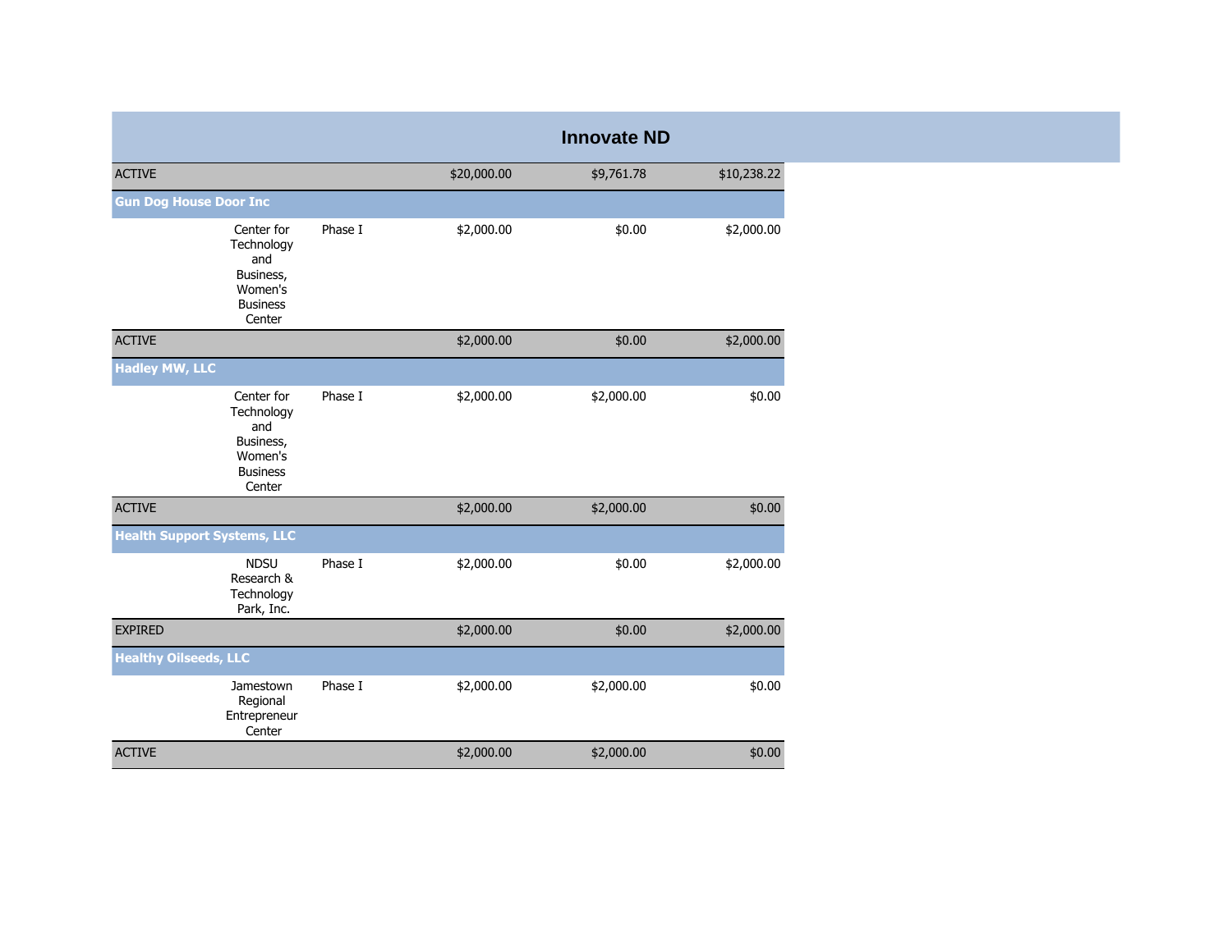# Innovate ND

| | | | | | |
|---|---|---|---|---|---|
| ACTIVE | | | $20,000.00 | $9,761.78 | $10,238.22 |
| **Gun Dog House Door Inc** | | | | | |
| | Center for Technology and Business, Women's Business Center | Phase I | $2,000.00 | $0.00 | $2,000.00 |
| ACTIVE | | | $2,000.00 | $0.00 | $2,000.00 |
| **Hadley MW, LLC** | | | | | |
| | Center for Technology and Business, Women's Business Center | Phase I | $2,000.00 | $2,000.00 | $0.00 |
| ACTIVE | | | $2,000.00 | $2,000.00 | $0.00 |
| **Health Support Systems, LLC** | | | | | |
| | NDSU Research & Technology Park, Inc. | Phase I | $2,000.00 | $0.00 | $2,000.00 |
| EXPIRED | | | $2,000.00 | $0.00 | $2,000.00 |
| **Healthy Oilseeds, LLC** | | | | | |
| | Jamestown Regional Entrepreneur Center | Phase I | $2,000.00 | $2,000.00 | $0.00 |
| ACTIVE | | | $2,000.00 | $2,000.00 | $0.00 |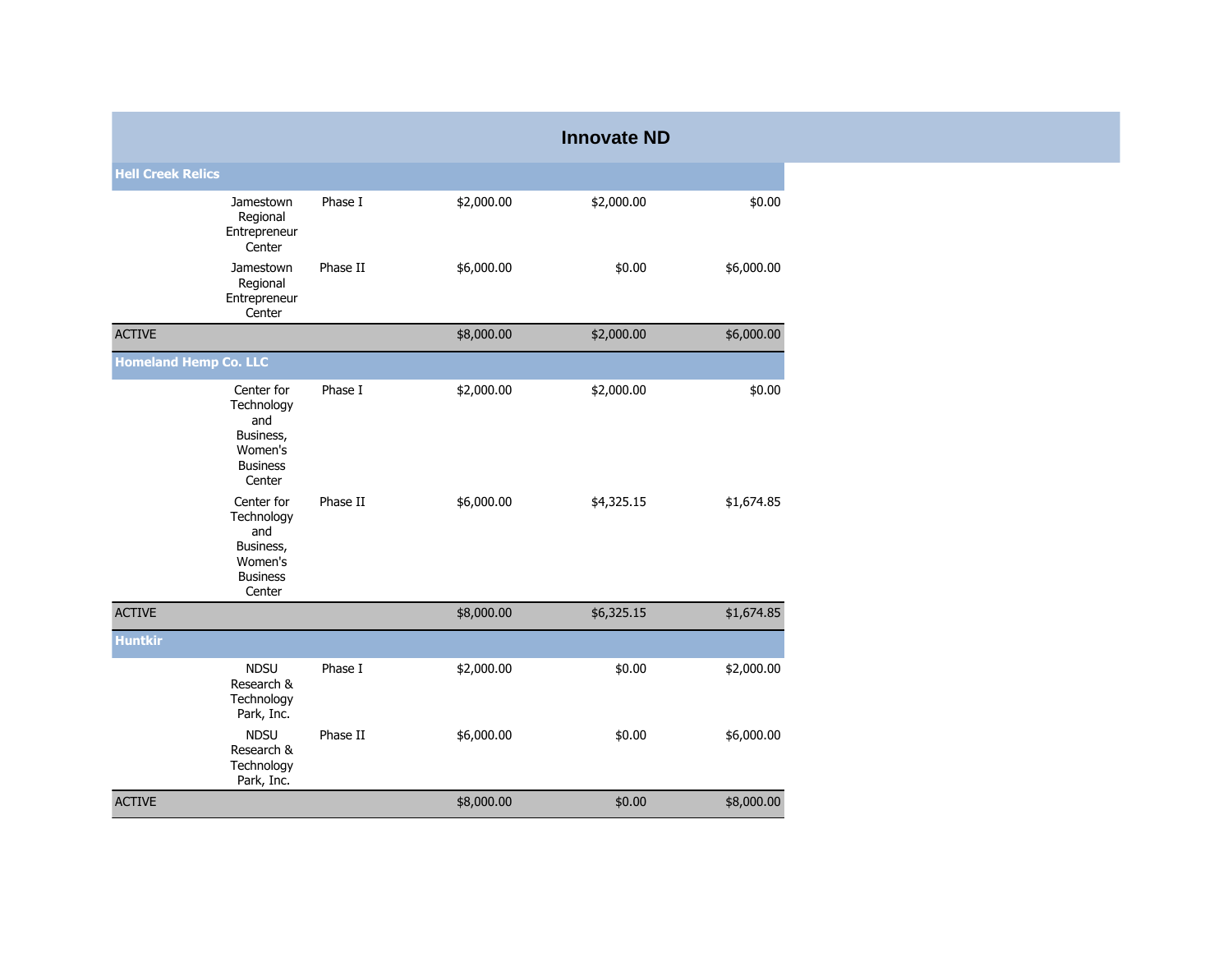# Innovate ND

| | | | | | |
|---|---|---|---|---|---|
| **Hell Creek Relics** | | | | | |
| | Jamestown Regional Entrepreneur Center | Phase I | $2,000.00 | $2,000.00 | $0.00 |
| | Jamestown Regional Entrepreneur Center | Phase II | $6,000.00 | $0.00 | $6,000.00 |
| ACTIVE | | | $8,000.00 | $2,000.00 | $6,000.00 |
| **Homeland Hemp Co. LLC** | | | | | |
| | Center for Technology and Business, Women's Business Center | Phase I | $2,000.00 | $2,000.00 | $0.00 |
| | Center for Technology and Business, Women's Business Center | Phase II | $6,000.00 | $4,325.15 | $1,674.85 |
| ACTIVE | | | $8,000.00 | $6,325.15 | $1,674.85 |
| **Huntkir** | | | | | |
| | NDSU Research & Technology Park, Inc. | Phase I | $2,000.00 | $0.00 | $2,000.00 |
| | NDSU Research & Technology Park, Inc. | Phase II | $6,000.00 | $0.00 | $6,000.00 |
| ACTIVE | | | $8,000.00 | $0.00 | $8,000.00 |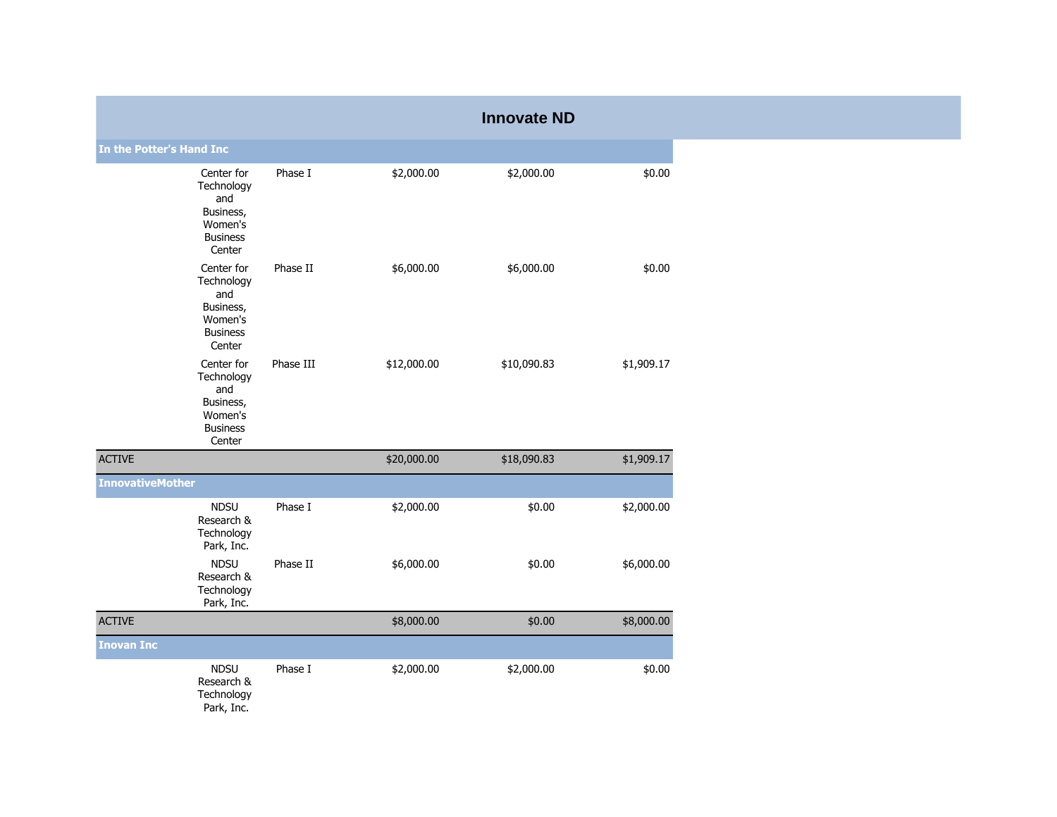# Innovate ND

| | | | | | |
|---|---|---|---|---|---|
| **In the Potter's Hand Inc** | | | | | |
| | Center for Technology and Business, Women's Business Center | Phase I | $2,000.00 | $2,000.00 | $0.00 |
| | Center for Technology and Business, Women's Business Center | Phase II | $6,000.00 | $6,000.00 | $0.00 |
| | Center for Technology and Business, Women's Business Center | Phase III | $12,000.00 | $10,090.83 | $1,909.17 |
| ACTIVE | | | $20,000.00 | $18,090.83 | $1,909.17 |
| **InnovativeMother** | | | | | |
| | NDSU Research & Technology Park, Inc. | Phase I | $2,000.00 | $0.00 | $2,000.00 |
| | NDSU Research & Technology Park, Inc. | Phase II | $6,000.00 | $0.00 | $6,000.00 |
| ACTIVE | | | $8,000.00 | $0.00 | $8,000.00 |
| **Inovan Inc** | | | | | |
| | NDSU Research & Technology Park, Inc. | Phase I | $2,000.00 | $2,000.00 | $0.00 |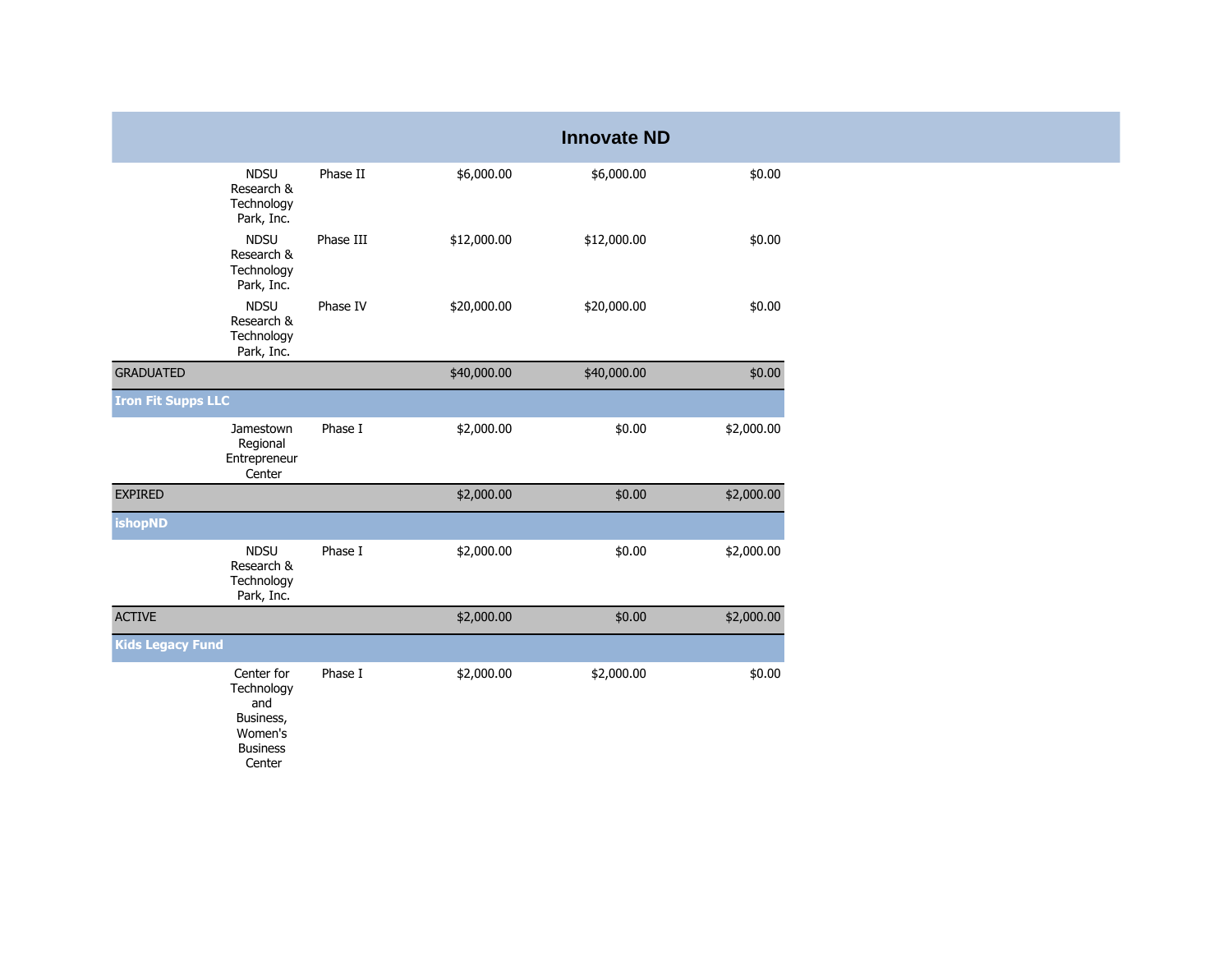# Innovate ND

| | | | | | |
|---|---|---|---|---|---|
| | NDSU Research & Technology Park, Inc. | Phase II | $6,000.00 | $6,000.00 | $0.00 |
| | NDSU Research & Technology Park, Inc. | Phase III | $12,000.00 | $12,000.00 | $0.00 |
| | NDSU Research & Technology Park, Inc. | Phase IV | $20,000.00 | $20,000.00 | $0.00 |
| GRADUATED | | | $40,000.00 | $40,000.00 | $0.00 |
| **Iron Fit Supps LLC** | | | | | |
| | Jamestown Regional Entrepreneur Center | Phase I | $2,000.00 | $0.00 | $2,000.00 |
| EXPIRED | | | $2,000.00 | $0.00 | $2,000.00 |
| **ishopND** | | | | | |
| | NDSU Research & Technology Park, Inc. | Phase I | $2,000.00 | $0.00 | $2,000.00 |
| ACTIVE | | | $2,000.00 | $0.00 | $2,000.00 |
| **Kids Legacy Fund** | | | | | |
| | Center for Technology and Business, Women's Business Center | Phase I | $2,000.00 | $2,000.00 | $0.00 |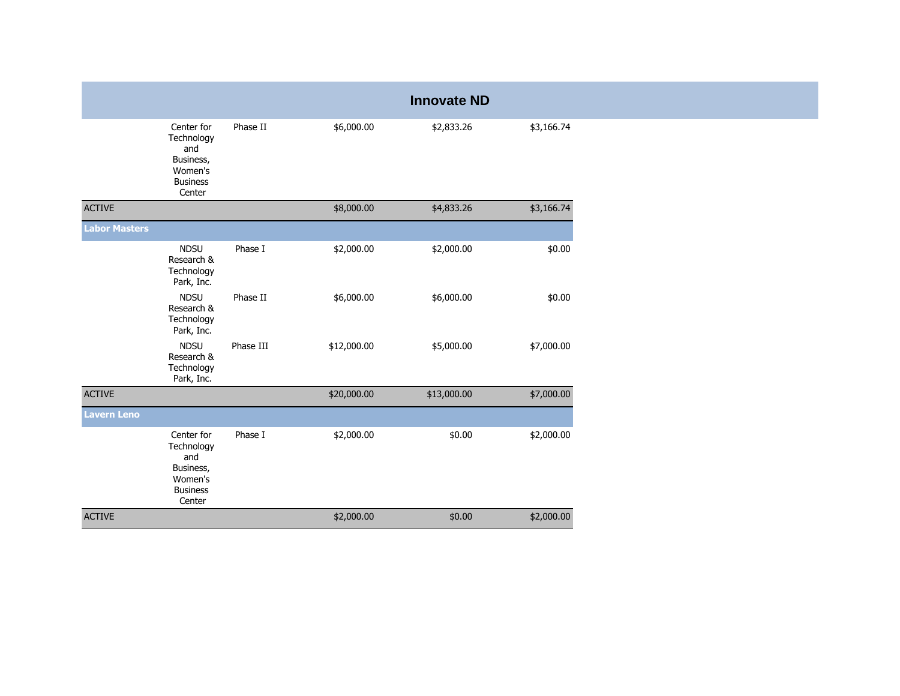## Innovate ND

| | | | | | |
|---|---|---|---|---|---|
| | Center for Technology and Business, Women's Business Center | Phase II | $6,000.00 | $2,833.26 | $3,166.74 |
| ACTIVE | | | $8,000.00 | $4,833.26 | $3,166.74 |
| **Labor Masters** | | | | | |
| | NDSU Research & Technology Park, Inc. | Phase I | $2,000.00 | $2,000.00 | $0.00 |
| | NDSU Research & Technology Park, Inc. | Phase II | $6,000.00 | $6,000.00 | $0.00 |
| | NDSU Research & Technology Park, Inc. | Phase III | $12,000.00 | $5,000.00 | $7,000.00 |
| ACTIVE | | | $20,000.00 | $13,000.00 | $7,000.00 |
| **Lavern Leno** | | | | | |
| | Center for Technology and Business, Women's Business Center | Phase I | $2,000.00 | $0.00 | $2,000.00 |
| ACTIVE | | | $2,000.00 | $0.00 | $2,000.00 |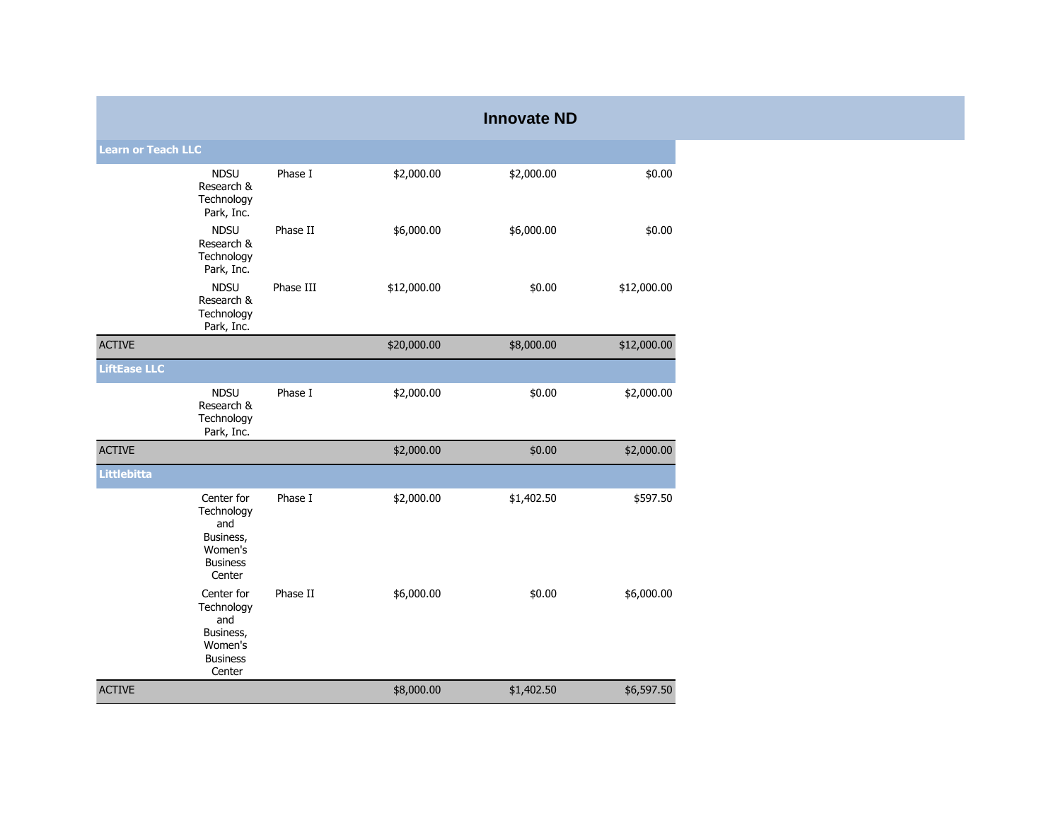# Innovate ND

| | | | | | |
|---|---|---|---|---|---|
| **Learn or Teach LLC** | | | | | |
| | NDSU Research & Technology Park, Inc. | Phase I | $2,000.00 | $2,000.00 | $0.00 |
| | NDSU Research & Technology Park, Inc. | Phase II | $6,000.00 | $6,000.00 | $0.00 |
| | NDSU Research & Technology Park, Inc. | Phase III | $12,000.00 | $0.00 | $12,000.00 |
| ACTIVE | | | $20,000.00 | $8,000.00 | $12,000.00 |
| **LiftEase LLC** | | | | | |
| | NDSU Research & Technology Park, Inc. | Phase I | $2,000.00 | $0.00 | $2,000.00 |
| ACTIVE | | | $2,000.00 | $0.00 | $2,000.00 |
| **Littlebitta** | | | | | |
| | Center for Technology and Business, Women's Business Center | Phase I | $2,000.00 | $1,402.50 | $597.50 |
| | Center for Technology and Business, Women's Business Center | Phase II | $6,000.00 | $0.00 | $6,000.00 |
| ACTIVE | | | $8,000.00 | $1,402.50 | $6,597.50 |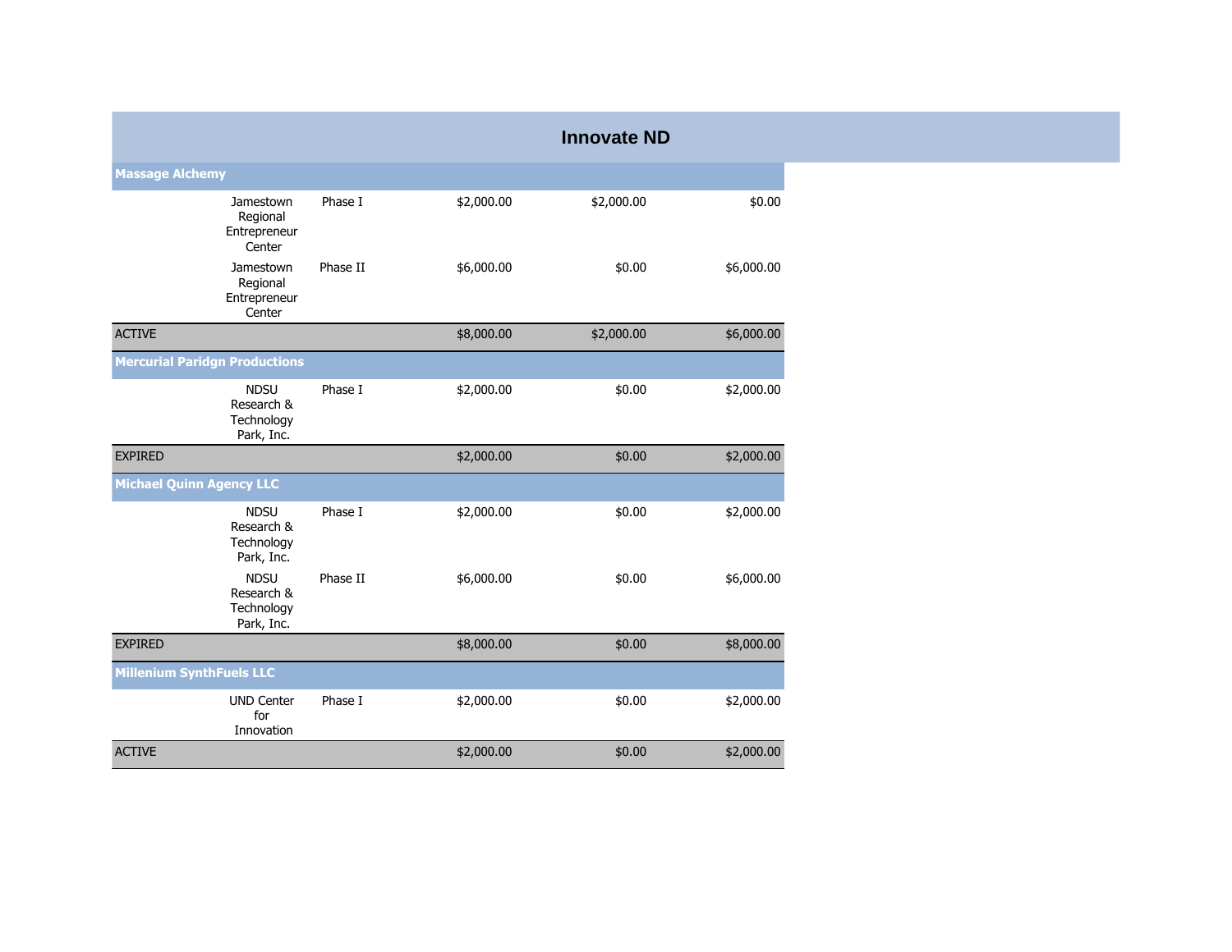# Innovate ND

| | | | | | |
|---|---|---|---|---|---|
| **Massage Alchemy** | | | | | |
| | Jamestown Regional Entrepreneur Center | Phase I | $2,000.00 | $2,000.00 | $0.00 |
| | Jamestown Regional Entrepreneur Center | Phase II | $6,000.00 | $0.00 | $6,000.00 |
| ACTIVE | | | $8,000.00 | $2,000.00 | $6,000.00 |
| **Mercurial Paridgn Productions** | | | | | |
| | NDSU Research & Technology Park, Inc. | Phase I | $2,000.00 | $0.00 | $2,000.00 |
| EXPIRED | | | $2,000.00 | $0.00 | $2,000.00 |
| **Michael Quinn Agency LLC** | | | | | |
| | NDSU Research & Technology Park, Inc. | Phase I | $2,000.00 | $0.00 | $2,000.00 |
| | NDSU Research & Technology Park, Inc. | Phase II | $6,000.00 | $0.00 | $6,000.00 |
| EXPIRED | | | $8,000.00 | $0.00 | $8,000.00 |
| **Millenium SynthFuels LLC** | | | | | |
| | UND Center for Innovation | Phase I | $2,000.00 | $0.00 | $2,000.00 |
| ACTIVE | | | $2,000.00 | $0.00 | $2,000.00 |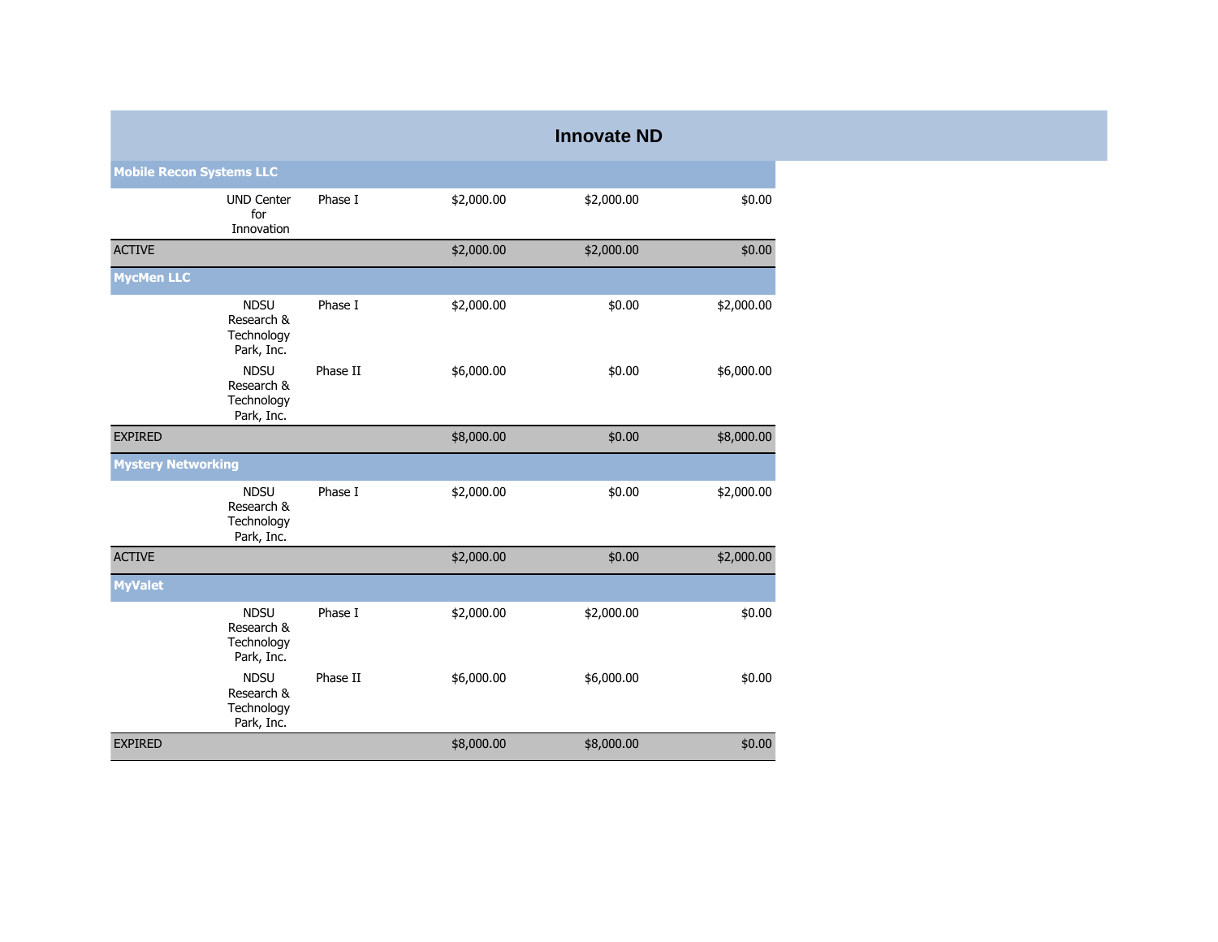# Innovate ND

| | | | | | |
|---|---|---|---|---|---|
| **Mobile Recon Systems LLC** | | | | | |
| | UND Center for Innovation | Phase I | $2,000.00 | $2,000.00 | $0.00 |
| ACTIVE | | | $2,000.00 | $2,000.00 | $0.00 |
| **MycMen LLC** | | | | | |
| | NDSU Research & Technology Park, Inc. | Phase I | $2,000.00 | $0.00 | $2,000.00 |
| | NDSU Research & Technology Park, Inc. | Phase II | $6,000.00 | $0.00 | $6,000.00 |
| EXPIRED | | | $8,000.00 | $0.00 | $8,000.00 |
| **Mystery Networking** | | | | | |
| | NDSU Research & Technology Park, Inc. | Phase I | $2,000.00 | $0.00 | $2,000.00 |
| ACTIVE | | | $2,000.00 | $0.00 | $2,000.00 |
| **MyValet** | | | | | |
| | NDSU Research & Technology Park, Inc. | Phase I | $2,000.00 | $2,000.00 | $0.00 |
| | NDSU Research & Technology Park, Inc. | Phase II | $6,000.00 | $6,000.00 | $0.00 |
| EXPIRED | | | $8,000.00 | $8,000.00 | $0.00 |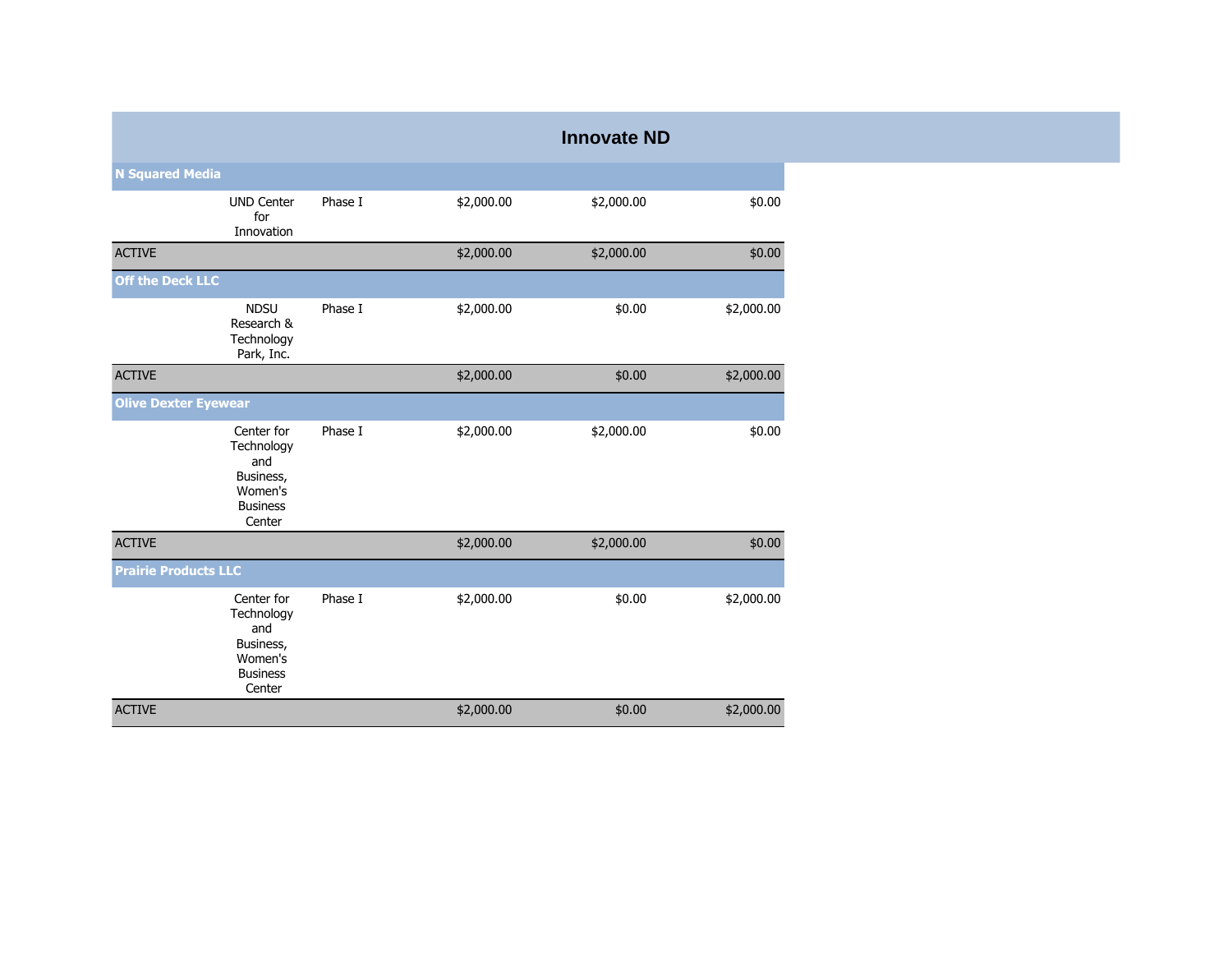# Innovate ND

| | | | | | |
|---|---|---|---|---|---|
| **N Squared Media** | | | | | |
| | UND Center for Innovation | Phase I | $2,000.00 | $2,000.00 | $0.00 |
| ACTIVE | | | $2,000.00 | $2,000.00 | $0.00 |
| **Off the Deck LLC** | | | | | |
| | NDSU Research & Technology Park, Inc. | Phase I | $2,000.00 | $0.00 | $2,000.00 |
| ACTIVE | | | $2,000.00 | $0.00 | $2,000.00 |
| **Olive Dexter Eyewear** | | | | | |
| | Center for Technology and Business, Women's Business Center | Phase I | $2,000.00 | $2,000.00 | $0.00 |
| ACTIVE | | | $2,000.00 | $2,000.00 | $0.00 |
| **Prairie Products LLC** | | | | | |
| | Center for Technology and Business, Women's Business Center | Phase I | $2,000.00 | $0.00 | $2,000.00 |
| ACTIVE | | | $2,000.00 | $0.00 | $2,000.00 |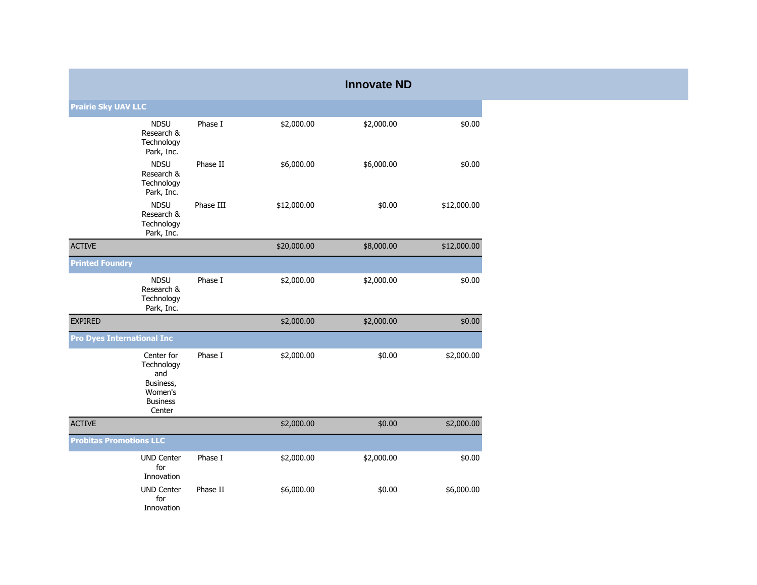# Innovate ND

| | | | | | |
|---|---|---|---|---|---|
| **Prairie Sky UAV LLC** | | | | | |
| | NDSU Research & Technology Park, Inc. | Phase I | $2,000.00 | $2,000.00 | $0.00 |
| | NDSU Research & Technology Park, Inc. | Phase II | $6,000.00 | $6,000.00 | $0.00 |
| | NDSU Research & Technology Park, Inc. | Phase III | $12,000.00 | $0.00 | $12,000.00 |
| ACTIVE | | | $20,000.00 | $8,000.00 | $12,000.00 |
| **Printed Foundry** | | | | | |
| | NDSU Research & Technology Park, Inc. | Phase I | $2,000.00 | $2,000.00 | $0.00 |
| EXPIRED | | | $2,000.00 | $2,000.00 | $0.00 |
| **Pro Dyes International Inc** | | | | | |
| | Center for Technology and Business, Women's Business Center | Phase I | $2,000.00 | $0.00 | $2,000.00 |
| ACTIVE | | | $2,000.00 | $0.00 | $2,000.00 |
| **Probitas Promotions LLC** | | | | | |
| | UND Center for Innovation | Phase I | $2,000.00 | $2,000.00 | $0.00 |
| | UND Center for Innovation | Phase II | $6,000.00 | $0.00 | $6,000.00 |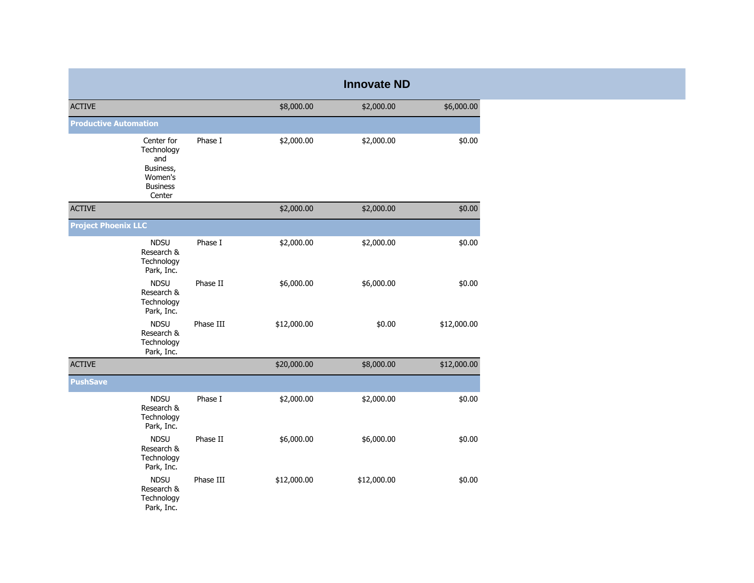## Innovate ND

| | | | | | |
|---|---|---|---|---|---|
| ACTIVE | | | $8,000.00 | $2,000.00 | $6,000.00 |
| **Productive Automation** | | | | | |
| | Center for Technology and Business, Women's Business Center | Phase I | $2,000.00 | $2,000.00 | $0.00 |
| ACTIVE | | | $2,000.00 | $2,000.00 | $0.00 |
| **Project Phoenix LLC** | | | | | |
| | NDSU Research & Technology Park, Inc. | Phase I | $2,000.00 | $2,000.00 | $0.00 |
| | NDSU Research & Technology Park, Inc. | Phase II | $6,000.00 | $6,000.00 | $0.00 |
| | NDSU Research & Technology Park, Inc. | Phase III | $12,000.00 | $0.00 | $12,000.00 |
| ACTIVE | | | $20,000.00 | $8,000.00 | $12,000.00 |
| **PushSave** | | | | | |
| | NDSU Research & Technology Park, Inc. | Phase I | $2,000.00 | $2,000.00 | $0.00 |
| | NDSU Research & Technology Park, Inc. | Phase II | $6,000.00 | $6,000.00 | $0.00 |
| | NDSU Research & Technology Park, Inc. | Phase III | $12,000.00 | $12,000.00 | $0.00 |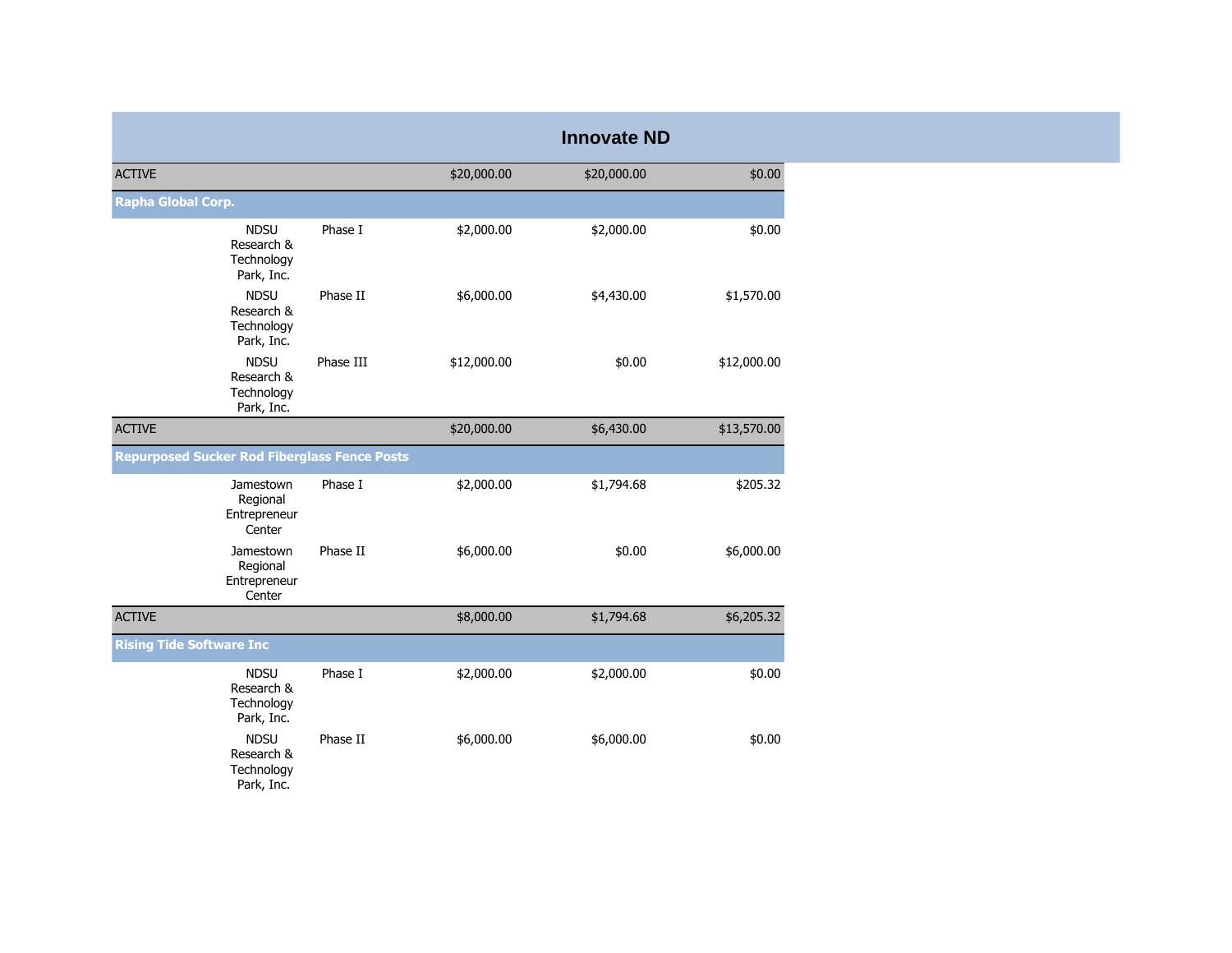## Innovate ND

| | | | | | |
|---|---|---|---|---|---|
| ACTIVE | | | $20,000.00 | $20,000.00 | $0.00 |
| **Rapha Global Corp.** | | | | | |
| | NDSU Research & Technology Park, Inc. | Phase I | $2,000.00 | $2,000.00 | $0.00 |
| | NDSU Research & Technology Park, Inc. | Phase II | $6,000.00 | $4,430.00 | $1,570.00 |
| | NDSU Research & Technology Park, Inc. | Phase III | $12,000.00 | $0.00 | $12,000.00 |
| ACTIVE | | | $20,000.00 | $6,430.00 | $13,570.00 |
| **Repurposed Sucker Rod Fiberglass Fence Posts** | | | | | |
| | Jamestown Regional Entrepreneur Center | Phase I | $2,000.00 | $1,794.68 | $205.32 |
| | Jamestown Regional Entrepreneur Center | Phase II | $6,000.00 | $0.00 | $6,000.00 |
| ACTIVE | | | $8,000.00 | $1,794.68 | $6,205.32 |
| **Rising Tide Software Inc** | | | | | |
| | NDSU Research & Technology Park, Inc. | Phase I | $2,000.00 | $2,000.00 | $0.00 |
| | NDSU Research & Technology Park, Inc. | Phase II | $6,000.00 | $6,000.00 | $0.00 |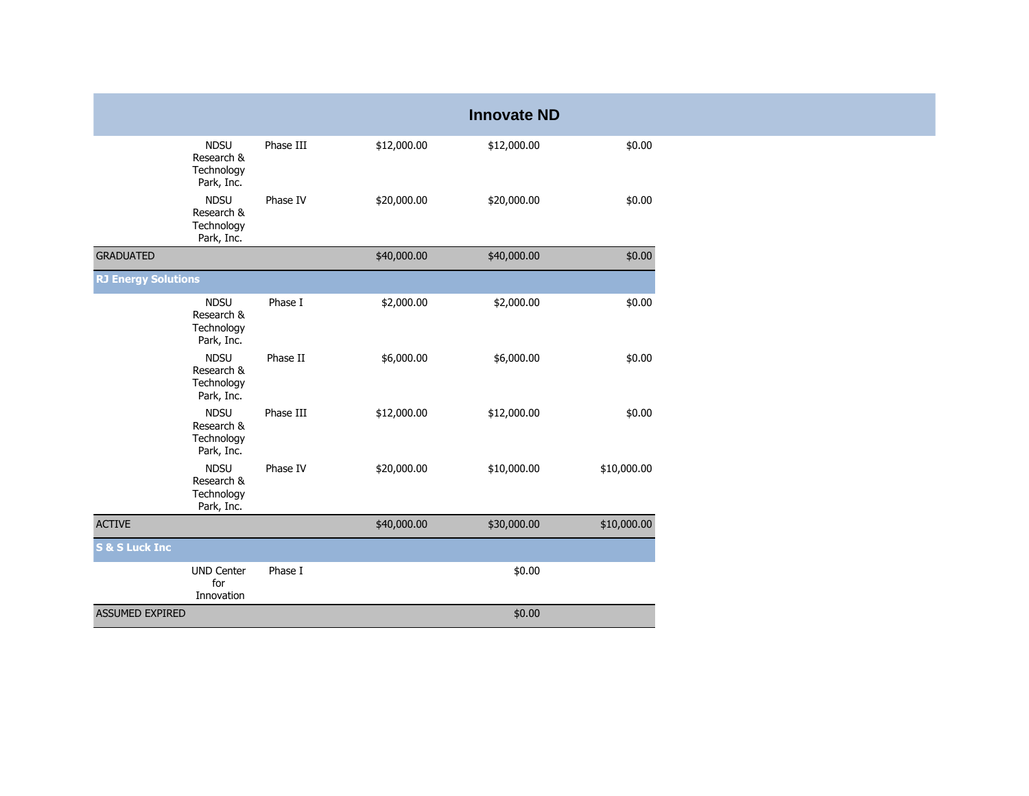# Innovate ND

| | | | | | |
|---|---|---|---|---|---|
| | NDSU Research & Technology Park, Inc. | Phase III | $12,000.00 | $12,000.00 | $0.00 |
| | NDSU Research & Technology Park, Inc. | Phase IV | $20,000.00 | $20,000.00 | $0.00 |
| GRADUATED | | | $40,000.00 | $40,000.00 | $0.00 |
| **RJ Energy Solutions** | | | | | |
| | NDSU Research & Technology Park, Inc. | Phase I | $2,000.00 | $2,000.00 | $0.00 |
| | NDSU Research & Technology Park, Inc. | Phase II | $6,000.00 | $6,000.00 | $0.00 |
| | NDSU Research & Technology Park, Inc. | Phase III | $12,000.00 | $12,000.00 | $0.00 |
| | NDSU Research & Technology Park, Inc. | Phase IV | $20,000.00 | $10,000.00 | $10,000.00 |
| ACTIVE | | | $40,000.00 | $30,000.00 | $10,000.00 |
| **S & S Luck Inc** | | | | | |
| | UND Center for Innovation | Phase I | | $0.00 | |
| ASSUMED EXPIRED | | | | $0.00 | |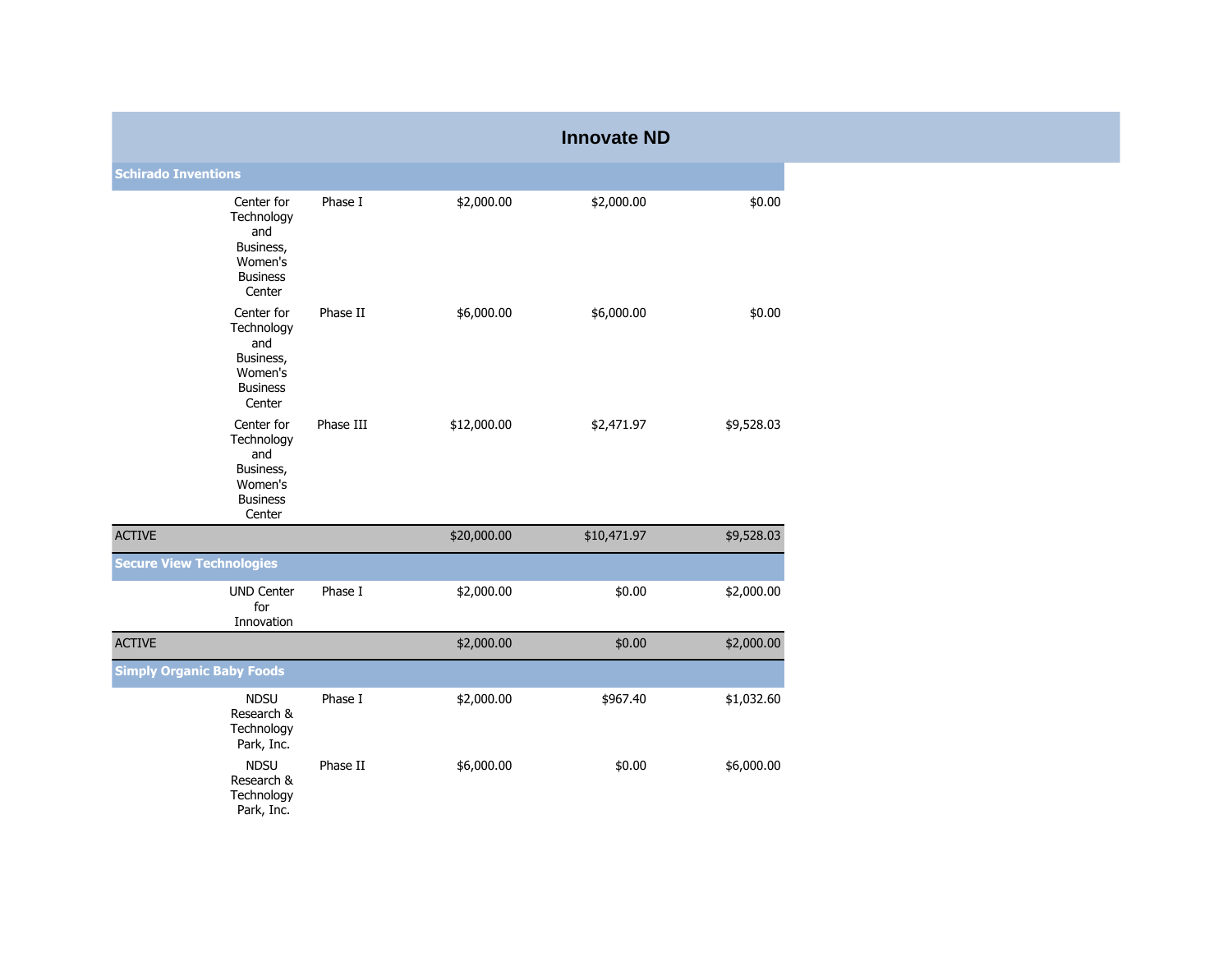# Innovate ND

| | | | | | |
|---|---|---|---|---|---|
| **Schirado Inventions** | | | | | |
| | Center for Technology and Business, Women's Business Center | Phase I | $2,000.00 | $2,000.00 | $0.00 |
| | Center for Technology and Business, Women's Business Center | Phase II | $6,000.00 | $6,000.00 | $0.00 |
| | Center for Technology and Business, Women's Business Center | Phase III | $12,000.00 | $2,471.97 | $9,528.03 |
| ACTIVE | | | $20,000.00 | $10,471.97 | $9,528.03 |
| **Secure View Technologies** | | | | | |
| | UND Center for Innovation | Phase I | $2,000.00 | $0.00 | $2,000.00 |
| ACTIVE | | | $2,000.00 | $0.00 | $2,000.00 |
| **Simply Organic Baby Foods** | | | | | |
| | NDSU Research & Technology Park, Inc. | Phase I | $2,000.00 | $967.40 | $1,032.60 |
| | NDSU Research & Technology Park, Inc. | Phase II | $6,000.00 | $0.00 | $6,000.00 |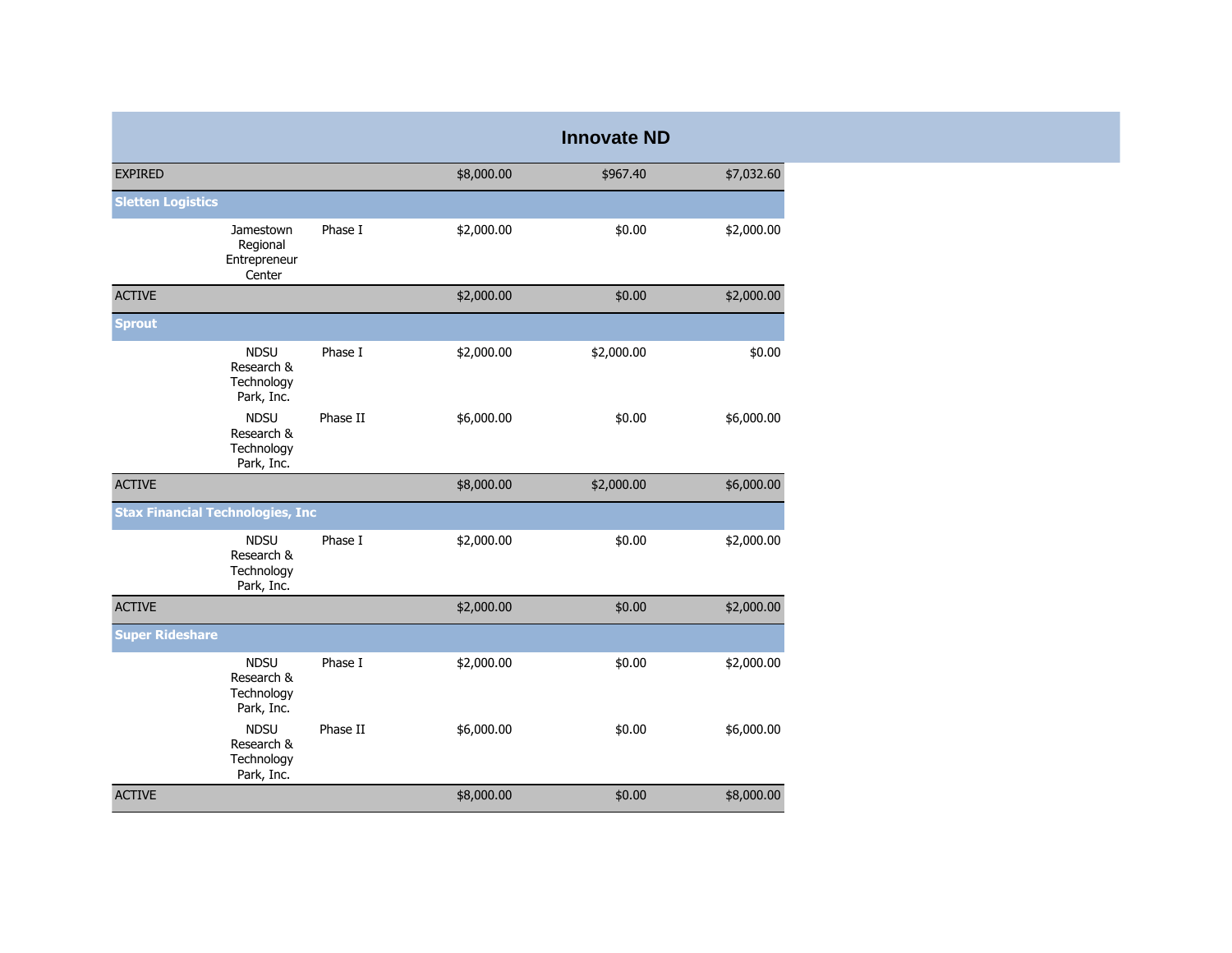## Innovate ND

| | | | | | |
|---|---|---|---|---|---|
| EXPIRED | | | $8,000.00 | $967.40 | $7,032.60 |
| **Sletten Logistics** | | | | | |
| | Jamestown Regional Entrepreneur Center | Phase I | $2,000.00 | $0.00 | $2,000.00 |
| ACTIVE | | | $2,000.00 | $0.00 | $2,000.00 |
| **Sprout** | | | | | |
| | NDSU Research & Technology Park, Inc. | Phase I | $2,000.00 | $2,000.00 | $0.00 |
| | NDSU Research & Technology Park, Inc. | Phase II | $6,000.00 | $0.00 | $6,000.00 |
| ACTIVE | | | $8,000.00 | $2,000.00 | $6,000.00 |
| **Stax Financial Technologies, Inc** | | | | | |
| | NDSU Research & Technology Park, Inc. | Phase I | $2,000.00 | $0.00 | $2,000.00 |
| ACTIVE | | | $2,000.00 | $0.00 | $2,000.00 |
| **Super Rideshare** | | | | | |
| | NDSU Research & Technology Park, Inc. | Phase I | $2,000.00 | $0.00 | $2,000.00 |
| | NDSU Research & Technology Park, Inc. | Phase II | $6,000.00 | $0.00 | $6,000.00 |
| ACTIVE | | | $8,000.00 | $0.00 | $8,000.00 |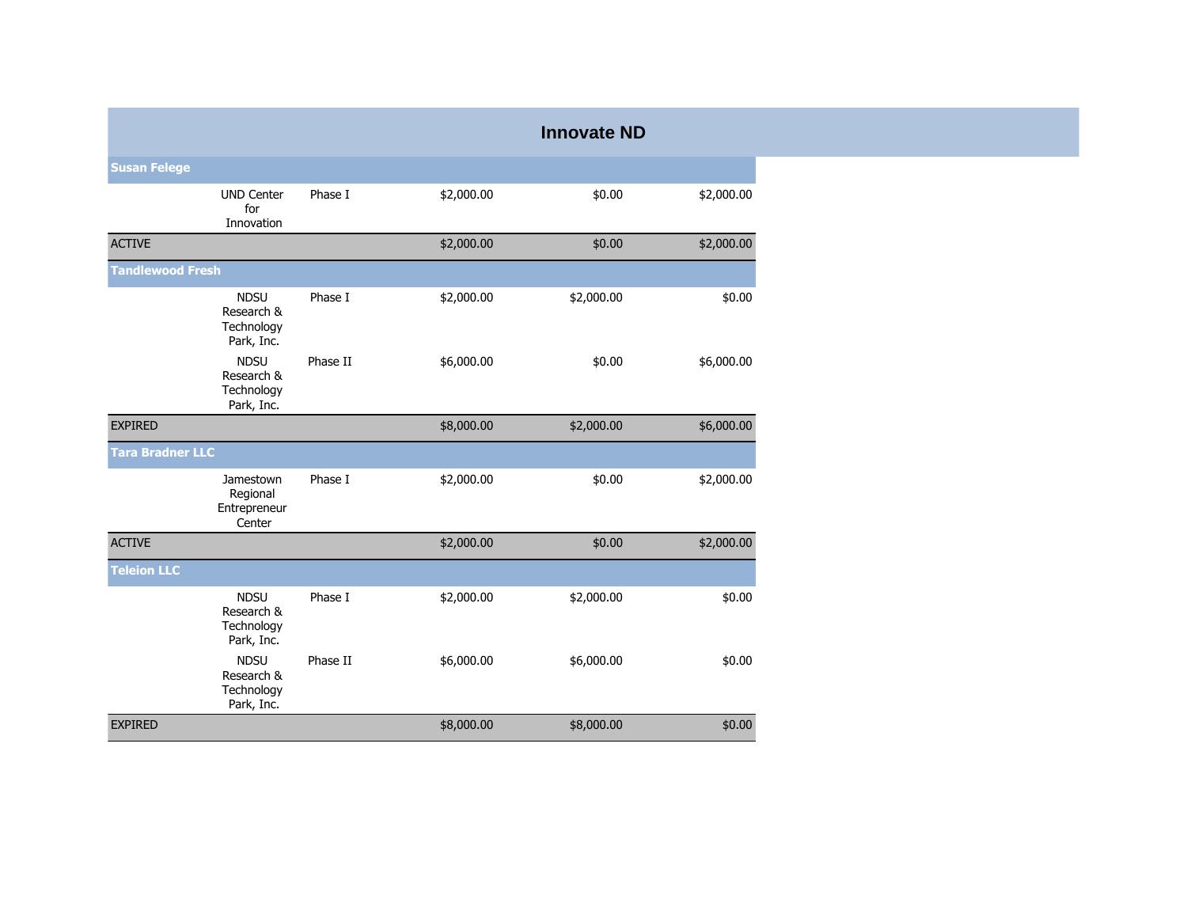# Innovate ND

| | | | | | |
|---|---|---|---|---|---|
| **Susan Felege** | | | | | |
| | UND Center for Innovation | Phase I | $2,000.00 | $0.00 | $2,000.00 |
| ACTIVE | | | $2,000.00 | $0.00 | $2,000.00 |
| **Tandlewood Fresh** | | | | | |
| | NDSU Research & Technology Park, Inc. | Phase I | $2,000.00 | $2,000.00 | $0.00 |
| | NDSU Research & Technology Park, Inc. | Phase II | $6,000.00 | $0.00 | $6,000.00 |
| EXPIRED | | | $8,000.00 | $2,000.00 | $6,000.00 |
| **Tara Bradner LLC** | | | | | |
| | Jamestown Regional Entrepreneur Center | Phase I | $2,000.00 | $0.00 | $2,000.00 |
| ACTIVE | | | $2,000.00 | $0.00 | $2,000.00 |
| **Teleion LLC** | | | | | |
| | NDSU Research & Technology Park, Inc. | Phase I | $2,000.00 | $2,000.00 | $0.00 |
| | NDSU Research & Technology Park, Inc. | Phase II | $6,000.00 | $6,000.00 | $0.00 |
| EXPIRED | | | $8,000.00 | $8,000.00 | $0.00 |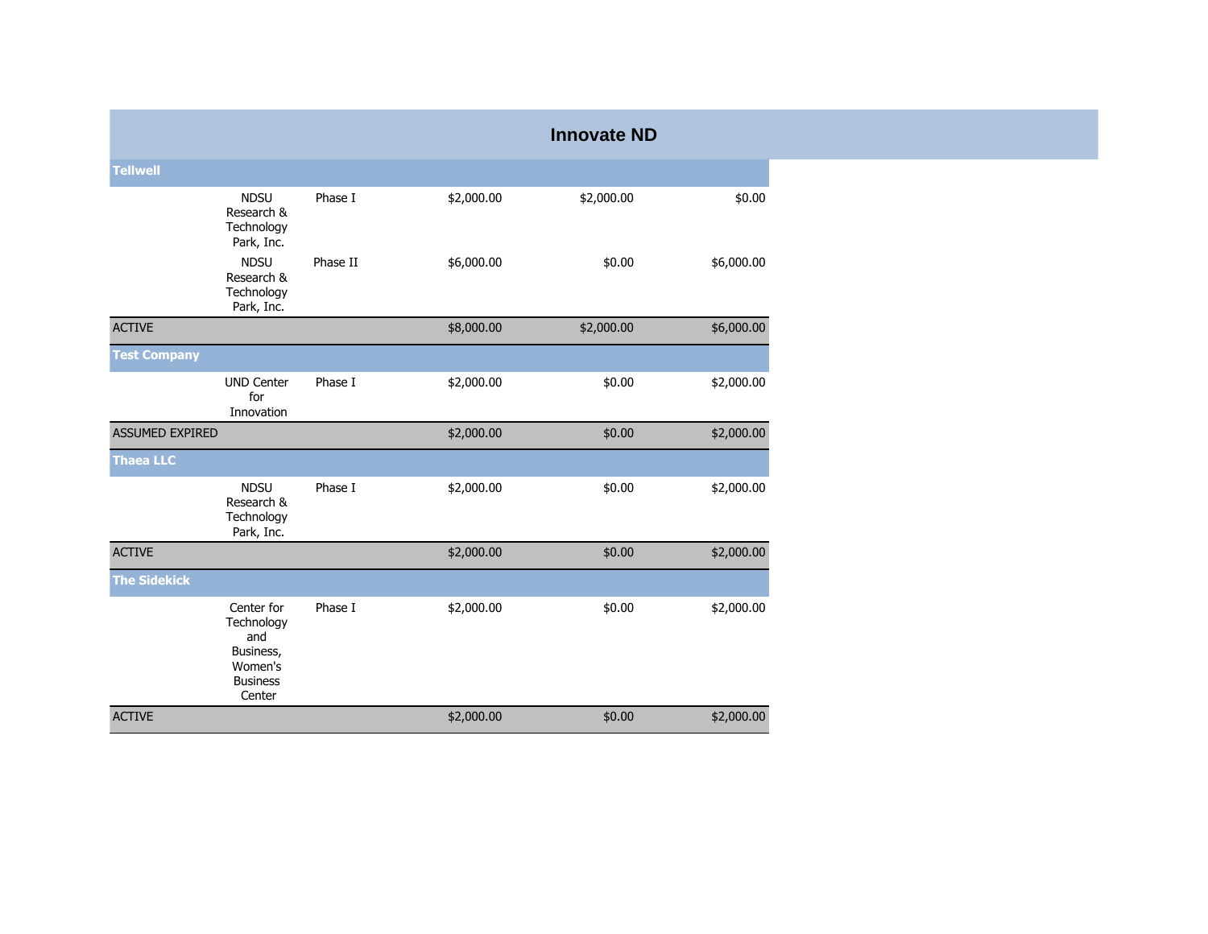# Innovate ND

| | | | | | |
|---|---|---|---|---|---|
| **Tellwell** | | | | | |
| | NDSU Research & Technology Park, Inc. | Phase I | $2,000.00 | $2,000.00 | $0.00 |
| | NDSU Research & Technology Park, Inc. | Phase II | $6,000.00 | $0.00 | $6,000.00 |
| ACTIVE | | | $8,000.00 | $2,000.00 | $6,000.00 |
| **Test Company** | | | | | |
| | UND Center for Innovation | Phase I | $2,000.00 | $0.00 | $2,000.00 |
| ASSUMED EXPIRED | | | $2,000.00 | $0.00 | $2,000.00 |
| **Thaea LLC** | | | | | |
| | NDSU Research & Technology Park, Inc. | Phase I | $2,000.00 | $0.00 | $2,000.00 |
| ACTIVE | | | $2,000.00 | $0.00 | $2,000.00 |
| **The Sidekick** | | | | | |
| | Center for Technology and Business, Women's Business Center | Phase I | $2,000.00 | $0.00 | $2,000.00 |
| ACTIVE | | | $2,000.00 | $0.00 | $2,000.00 |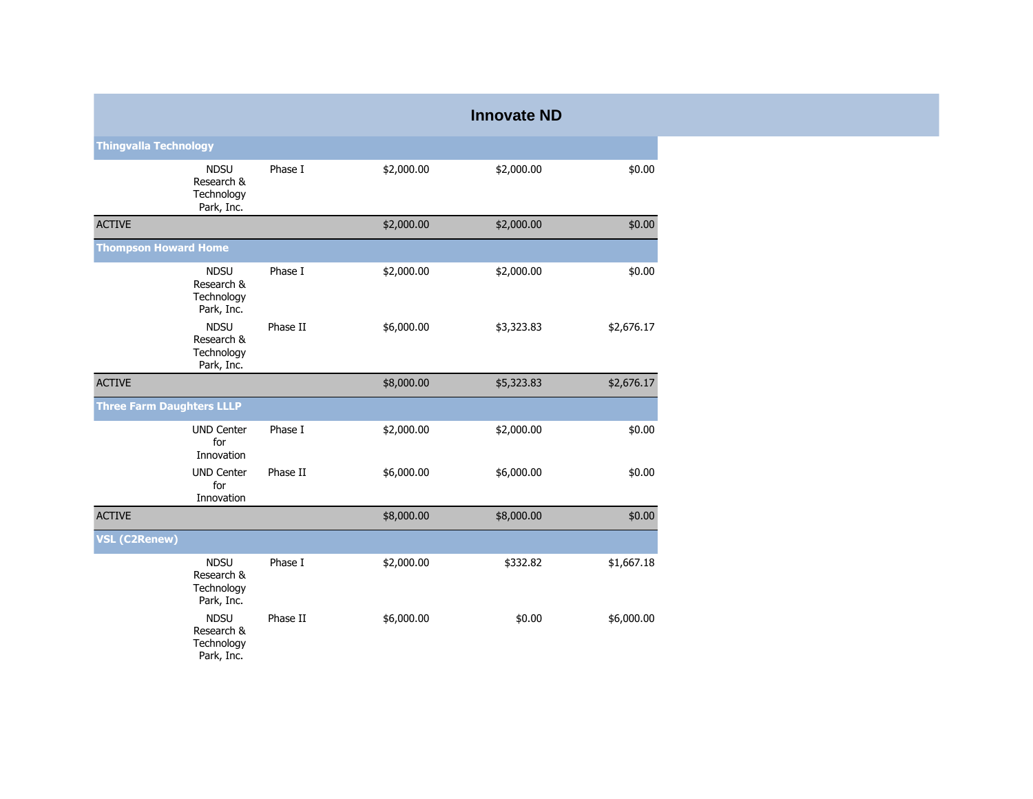# Innovate ND

| | | | | | |
|---|---|---|---|---|---|
| **Thingvalla Technology** | | | | | |
| | NDSU Research & Technology Park, Inc. | Phase I | $2,000.00 | $2,000.00 | $0.00 |
| ACTIVE | | | $2,000.00 | $2,000.00 | $0.00 |
| **Thompson Howard Home** | | | | | |
| | NDSU Research & Technology Park, Inc. | Phase I | $2,000.00 | $2,000.00 | $0.00 |
| | NDSU Research & Technology Park, Inc. | Phase II | $6,000.00 | $3,323.83 | $2,676.17 |
| ACTIVE | | | $8,000.00 | $5,323.83 | $2,676.17 |
| **Three Farm Daughters LLLP** | | | | | |
| | UND Center for Innovation | Phase I | $2,000.00 | $2,000.00 | $0.00 |
| | UND Center for Innovation | Phase II | $6,000.00 | $6,000.00 | $0.00 |
| ACTIVE | | | $8,000.00 | $8,000.00 | $0.00 |
| **VSL (C2Renew)** | | | | | |
| | NDSU Research & Technology Park, Inc. | Phase I | $2,000.00 | $332.82 | $1,667.18 |
| | NDSU Research & Technology Park, Inc. | Phase II | $6,000.00 | $0.00 | $6,000.00 |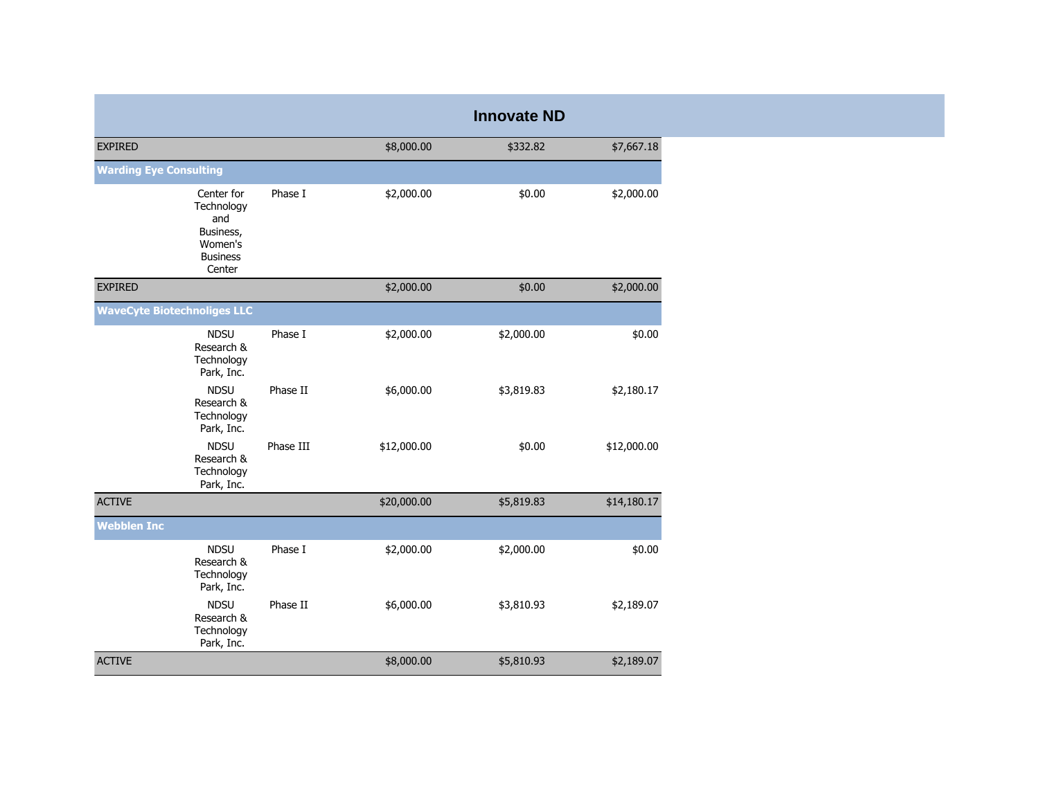# Innovate ND

| | | | | | |
|---|---|---|---|---|---|
| EXPIRED | | | $8,000.00 | $332.82 | $7,667.18 |
| **Warding Eye Consulting** | | | | | |
| | Center for Technology and Business, Women's Business Center | Phase I | $2,000.00 | $0.00 | $2,000.00 |
| EXPIRED | | | $2,000.00 | $0.00 | $2,000.00 |
| **WaveCyte Biotechnoliges LLC** | | | | | |
| | NDSU Research & Technology Park, Inc. | Phase I | $2,000.00 | $2,000.00 | $0.00 |
| | NDSU Research & Technology Park, Inc. | Phase II | $6,000.00 | $3,819.83 | $2,180.17 |
| | NDSU Research & Technology Park, Inc. | Phase III | $12,000.00 | $0.00 | $12,000.00 |
| ACTIVE | | | $20,000.00 | $5,819.83 | $14,180.17 |
| **Webblen Inc** | | | | | |
| | NDSU Research & Technology Park, Inc. | Phase I | $2,000.00 | $2,000.00 | $0.00 |
| | NDSU Research & Technology Park, Inc. | Phase II | $6,000.00 | $3,810.93 | $2,189.07 |
| ACTIVE | | | $8,000.00 | $5,810.93 | $2,189.07 |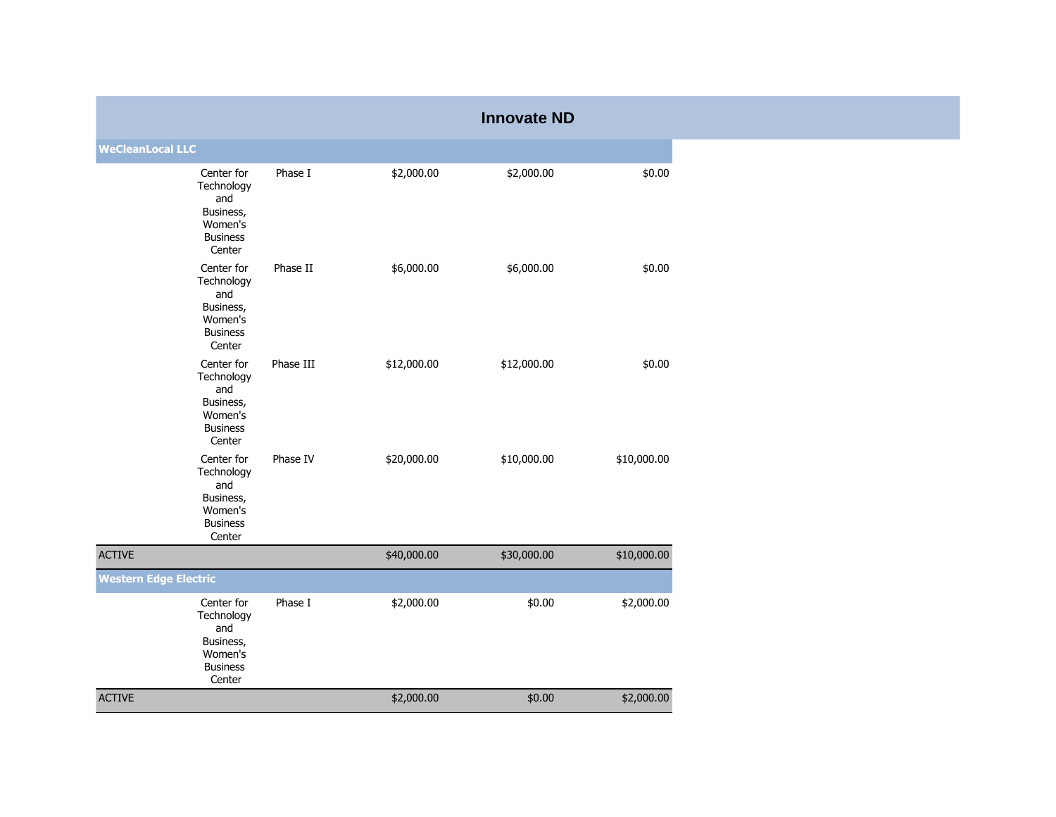# Innovate ND

| WeCleanLocal LLC | | | | | |
|---|---|---|---|---|---|
| | Center for Technology and Business, Women's Business Center | Phase I | $2,000.00 | $2,000.00 | $0.00 |
| | Center for Technology and Business, Women's Business Center | Phase II | $6,000.00 | $6,000.00 | $0.00 |
| | Center for Technology and Business, Women's Business Center | Phase III | $12,000.00 | $12,000.00 | $0.00 |
| | Center for Technology and Business, Women's Business Center | Phase IV | $20,000.00 | $10,000.00 | $10,000.00 |
| ACTIVE | | | $40,000.00 | $30,000.00 | $10,000.00 |
| **Western Edge Electric** | | | | | |
| | Center for Technology and Business, Women's Business Center | Phase I | $2,000.00 | $0.00 | $2,000.00 |
| ACTIVE | | | $2,000.00 | $0.00 | $2,000.00 |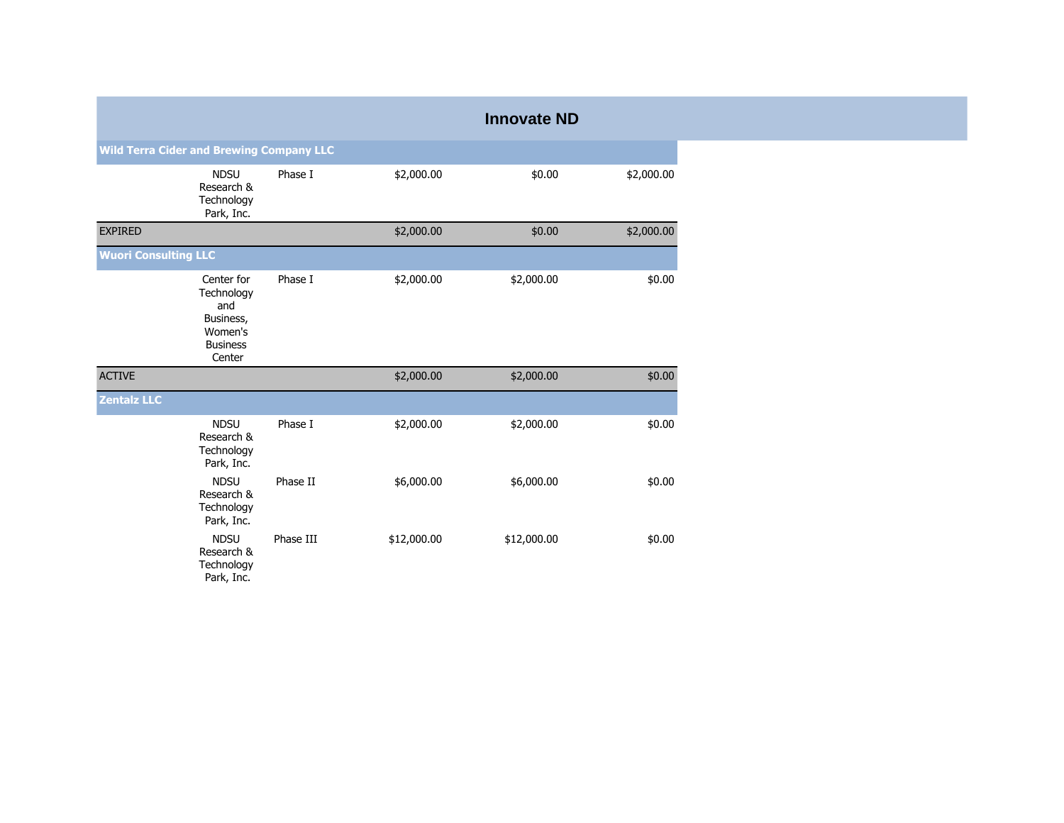# Innovate ND

| | | | | | |
|---|---|---|---|---|---|
| **Wild Terra Cider and Brewing Company LLC** | | | | | |
| | NDSU Research & Technology Park, Inc. | Phase I | $2,000.00 | $0.00 | $2,000.00 |
| EXPIRED | | | $2,000.00 | $0.00 | $2,000.00 |
| **Wuori Consulting LLC** | | | | | |
| | Center for Technology and Business, Women's Business Center | Phase I | $2,000.00 | $2,000.00 | $0.00 |
| ACTIVE | | | $2,000.00 | $2,000.00 | $0.00 |
| **Zentalz LLC** | | | | | |
| | NDSU Research & Technology Park, Inc. | Phase I | $2,000.00 | $2,000.00 | $0.00 |
| | NDSU Research & Technology Park, Inc. | Phase II | $6,000.00 | $6,000.00 | $0.00 |
| | NDSU Research & Technology Park, Inc. | Phase III | $12,000.00 | $12,000.00 | $0.00 |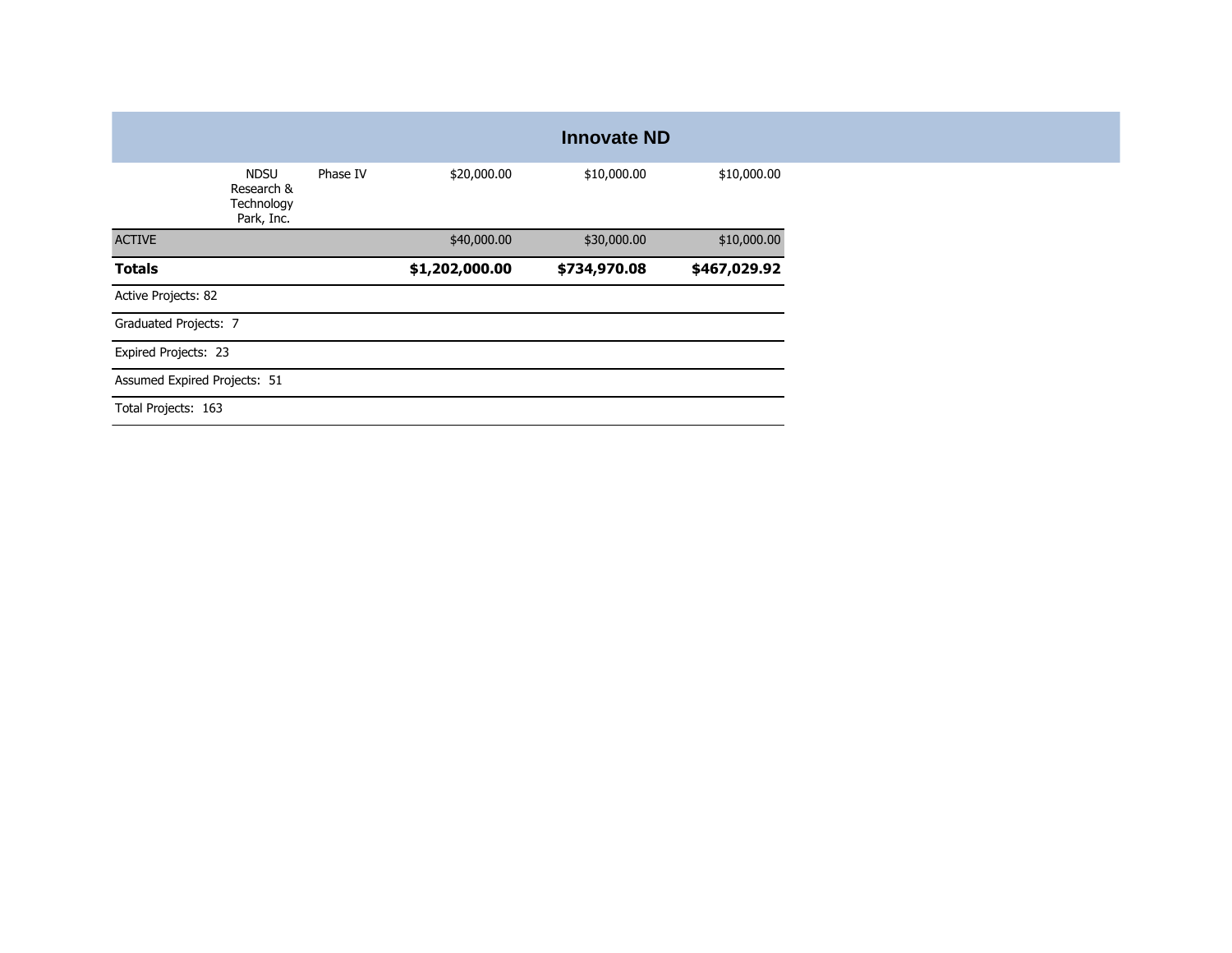## Innovate ND

| | | | | | |
|---|---|---|---|---|---|
| | NDSU Research & Technology Park, Inc. | Phase IV | $20,000.00 | $10,000.00 | $10,000.00 |
| ACTIVE | | | $40,000.00 | $30,000.00 | $10,000.00 |
| **Totals** | | | **$1,202,000.00** | **$734,970.08** | **$467,029.92** |
| Active Projects: 82 | | | | | |
| Graduated Projects: 7 | | | | | |
| Expired Projects: 23 | | | | | |
| Assumed Expired Projects: 51 | | | | | |
| Total Projects: 163 | | | | | |